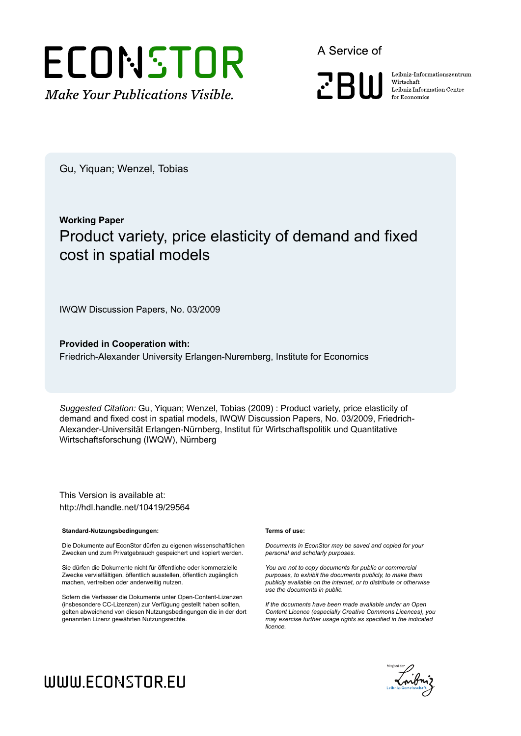# ECONSTOR

*Make Your Publications Visible.*

A Service of

ZBW

Leibniz-Informationszentrum Wirtschaft
Leibniz Information Centre for Economics

Gu, Yiquan; Wenzel, Tobias

**Working Paper**

## Product variety, price elasticity of demand and fixed cost in spatial models

IWQW Discussion Papers, No. 03/2009

**Provided in Cooperation with:**

Friedrich-Alexander University Erlangen-Nuremberg, Institute for Economics

*Suggested Citation:* Gu, Yiquan; Wenzel, Tobias (2009) : Product variety, price elasticity of demand and fixed cost in spatial models, IWQW Discussion Papers, No. 03/2009, Friedrich-Alexander-Universität Erlangen-Nürnberg, Institut für Wirtschaftspolitik und Quantitative Wirtschaftsforschung (IWQW), Nürnberg

This Version is available at:
http://hdl.handle.net/10419/29564

**Standard-Nutzungsbedingungen:**

Die Dokumente auf EconStor dürfen zu eigenen wissenschaftlichen Zwecken und zum Privatgebrauch gespeichert und kopiert werden.

Sie dürfen die Dokumente nicht für öffentliche oder kommerzielle Zwecke vervielfältigen, öffentlich ausstellen, öffentlich zugänglich machen, vertreiben oder anderweitig nutzen.

Sofern die Verfasser die Dokumente unter Open-Content-Lizenzen (insbesondere CC-Lizenzen) zur Verfügung gestellt haben sollten, gelten abweichend von diesen Nutzungsbedingungen die in der dort genannten Lizenz gewährten Nutzungsrechte.

**Terms of use:**

*Documents in EconStor may be saved and copied for your personal and scholarly purposes.*

*You are not to copy documents for public or commercial purposes, to exhibit the documents publicly, to make them publicly available on the internet, or to distribute or otherwise use the documents in public.*

*If the documents have been made available under an Open Content Licence (especially Creative Commons Licences), you may exercise further usage rights as specified in the indicated licence.*

WWW.ECONSTOR.EU

Mitglied der Leibniz-Gemeinschaft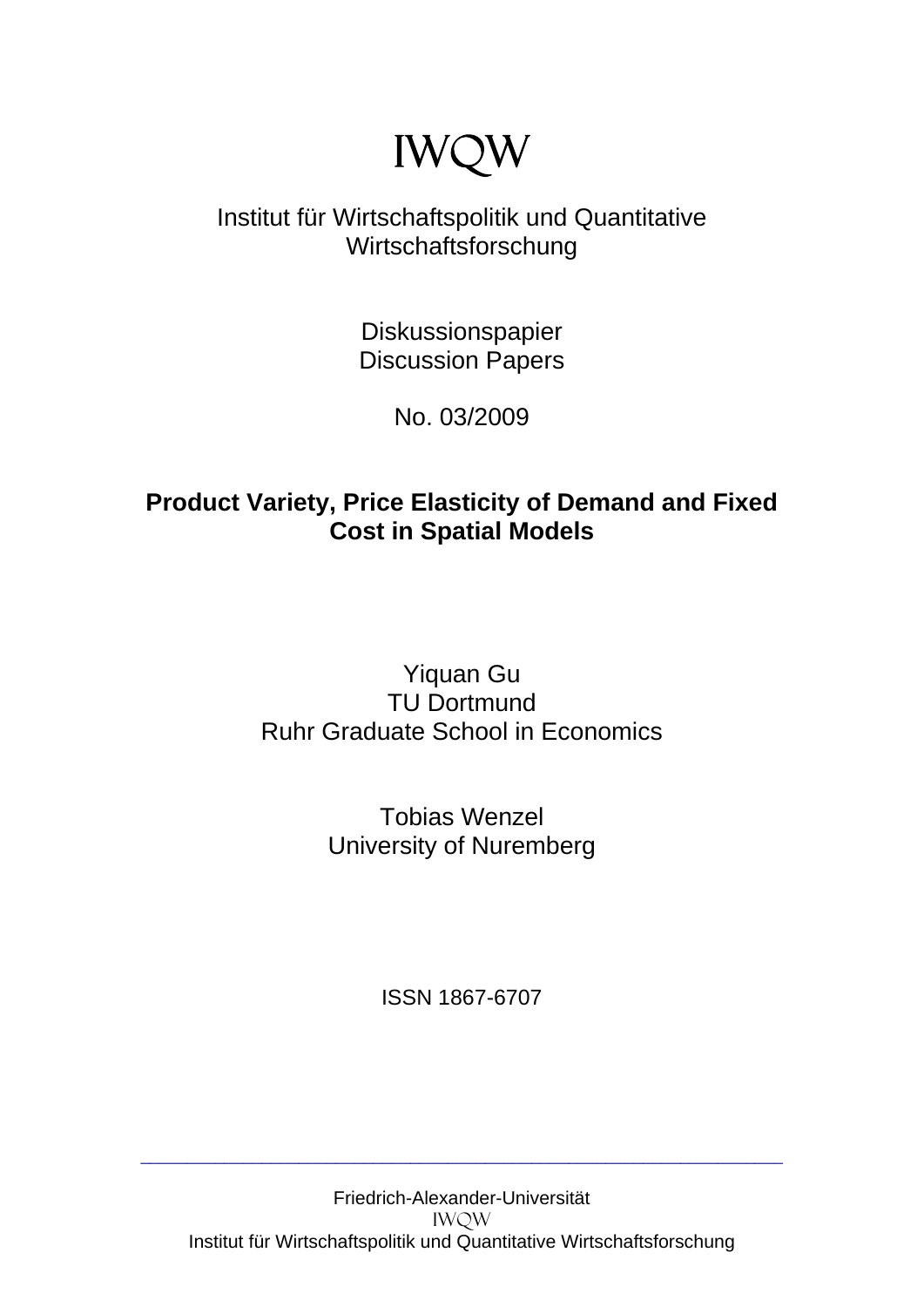# IWQW

Institut für Wirtschaftspolitik und Quantitative Wirtschaftsforschung

Diskussionspapier
Discussion Papers

No. 03/2009

**Product Variety, Price Elasticity of Demand and Fixed Cost in Spatial Models**

Yiquan Gu
TU Dortmund
Ruhr Graduate School in Economics

Tobias Wenzel
University of Nuremberg

ISSN 1867-6707

---

Friedrich-Alexander-Universität
IWQW
Institut für Wirtschaftspolitik und Quantitative Wirtschaftsforschung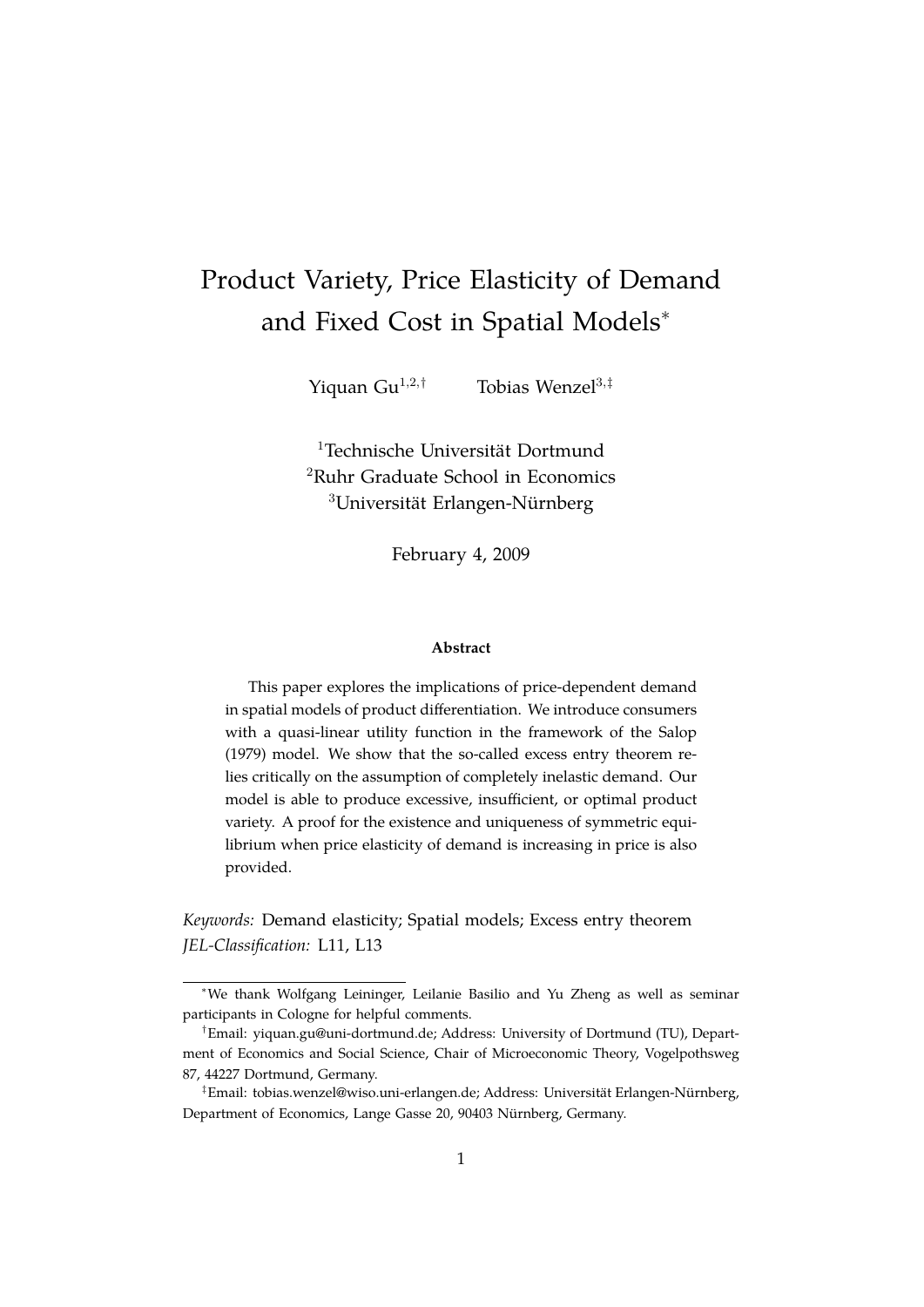# Product Variety, Price Elasticity of Demand and Fixed Cost in Spatial Models*

Yiquan Gu[1,2,†] Tobias Wenzel[3,‡]

[1]Technische Universität Dortmund
[2]Ruhr Graduate School in Economics
[3]Universität Erlangen-Nürnberg

February 4, 2009

**Abstract**

This paper explores the implications of price-dependent demand in spatial models of product differentiation. We introduce consumers with a quasi-linear utility function in the framework of the Salop (1979) model. We show that the so-called excess entry theorem relies critically on the assumption of completely inelastic demand. Our model is able to produce excessive, insufficient, or optimal product variety. A proof for the existence and uniqueness of symmetric equilibrium when price elasticity of demand is increasing in price is also provided.

*Keywords:* Demand elasticity; Spatial models; Excess entry theorem
*JEL-Classification:* L11, L13

---

*We thank Wolfgang Leininger, Leilanie Basilio and Yu Zheng as well as seminar participants in Cologne for helpful comments.

†Email: yiquan.gu@uni-dortmund.de; Address: University of Dortmund (TU), Department of Economics and Social Science, Chair of Microeconomic Theory, Vogelpothsweg 87, 44227 Dortmund, Germany.

‡Email: tobias.wenzel@wiso.uni-erlangen.de; Address: Universität Erlangen-Nürnberg, Department of Economics, Lange Gasse 20, 90403 Nürnberg, Germany.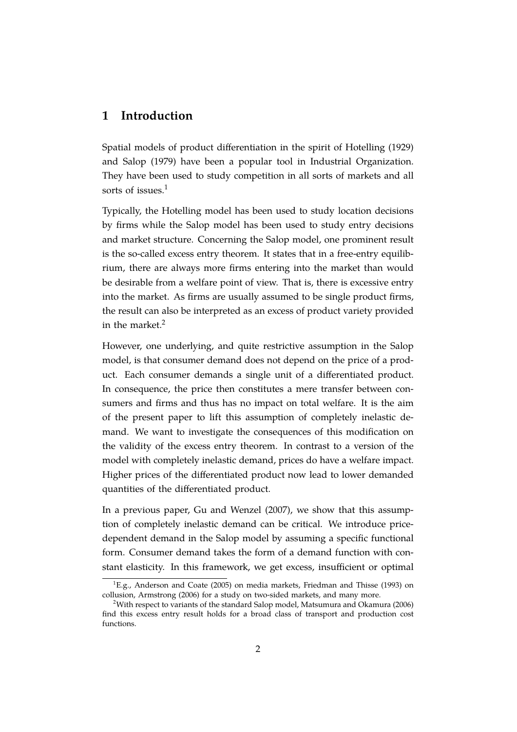# 1 Introduction

Spatial models of product differentiation in the spirit of Hotelling (1929) and Salop (1979) have been a popular tool in Industrial Organization. They have been used to study competition in all sorts of markets and all sorts of issues.[1]

Typically, the Hotelling model has been used to study location decisions by firms while the Salop model has been used to study entry decisions and market structure. Concerning the Salop model, one prominent result is the so-called excess entry theorem. It states that in a free-entry equilibrium, there are always more firms entering into the market than would be desirable from a welfare point of view. That is, there is excessive entry into the market. As firms are usually assumed to be single product firms, the result can also be interpreted as an excess of product variety provided in the market.[2]

However, one underlying, and quite restrictive assumption in the Salop model, is that consumer demand does not depend on the price of a product. Each consumer demands a single unit of a differentiated product. In consequence, the price then constitutes a mere transfer between consumers and firms and thus has no impact on total welfare. It is the aim of the present paper to lift this assumption of completely inelastic demand. We want to investigate the consequences of this modification on the validity of the excess entry theorem. In contrast to a version of the model with completely inelastic demand, prices do have a welfare impact. Higher prices of the differentiated product now lead to lower demanded quantities of the differentiated product.

In a previous paper, Gu and Wenzel (2007), we show that this assumption of completely inelastic demand can be critical. We introduce price-dependent demand in the Salop model by assuming a specific functional form. Consumer demand takes the form of a demand function with constant elasticity. In this framework, we get excess, insufficient or optimal

[1] E.g., Anderson and Coate (2005) on media markets, Friedman and Thisse (1993) on collusion, Armstrong (2006) for a study on two-sided markets, and many more.

[2] With respect to variants of the standard Salop model, Matsumura and Okamura (2006) find this excess entry result holds for a broad class of transport and production cost functions.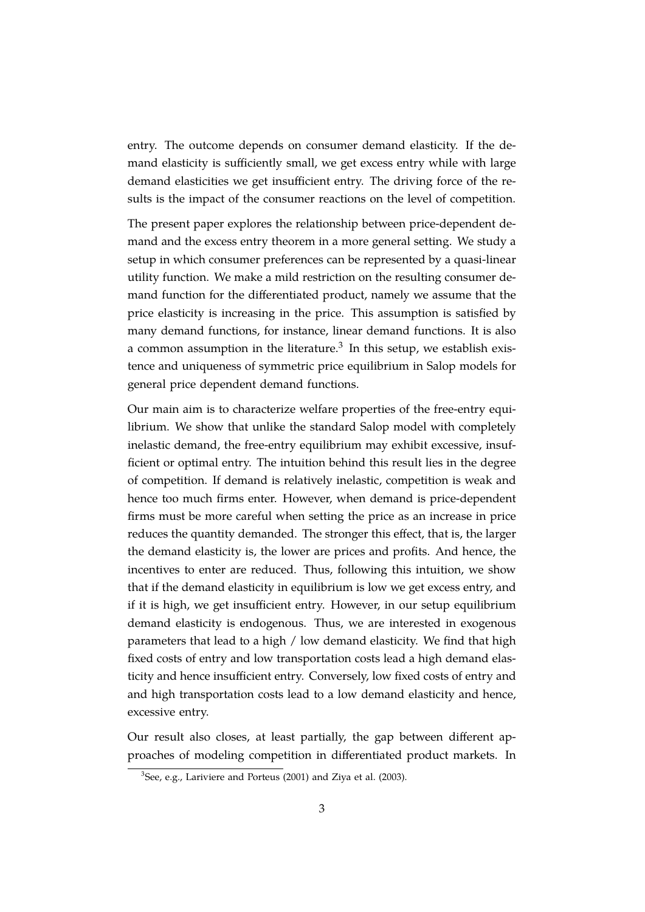entry. The outcome depends on consumer demand elasticity. If the demand elasticity is sufficiently small, we get excess entry while with large demand elasticities we get insufficient entry. The driving force of the results is the impact of the consumer reactions on the level of competition.

The present paper explores the relationship between price-dependent demand and the excess entry theorem in a more general setting. We study a setup in which consumer preferences can be represented by a quasi-linear utility function. We make a mild restriction on the resulting consumer demand function for the differentiated product, namely we assume that the price elasticity is increasing in the price. This assumption is satisfied by many demand functions, for instance, linear demand functions. It is also a common assumption in the literature.[3] In this setup, we establish existence and uniqueness of symmetric price equilibrium in Salop models for general price dependent demand functions.

Our main aim is to characterize welfare properties of the free-entry equilibrium. We show that unlike the standard Salop model with completely inelastic demand, the free-entry equilibrium may exhibit excessive, insufficient or optimal entry. The intuition behind this result lies in the degree of competition. If demand is relatively inelastic, competition is weak and hence too much firms enter. However, when demand is price-dependent firms must be more careful when setting the price as an increase in price reduces the quantity demanded. The stronger this effect, that is, the larger the demand elasticity is, the lower are prices and profits. And hence, the incentives to enter are reduced. Thus, following this intuition, we show that if the demand elasticity in equilibrium is low we get excess entry, and if it is high, we get insufficient entry. However, in our setup equilibrium demand elasticity is endogenous. Thus, we are interested in exogenous parameters that lead to a high / low demand elasticity. We find that high fixed costs of entry and low transportation costs lead a high demand elasticity and hence insufficient entry. Conversely, low fixed costs of entry and and high transportation costs lead to a low demand elasticity and hence, excessive entry.

Our result also closes, at least partially, the gap between different approaches of modeling competition in differentiated product markets. In

[3] See, e.g., Lariviere and Porteus (2001) and Ziya et al. (2003).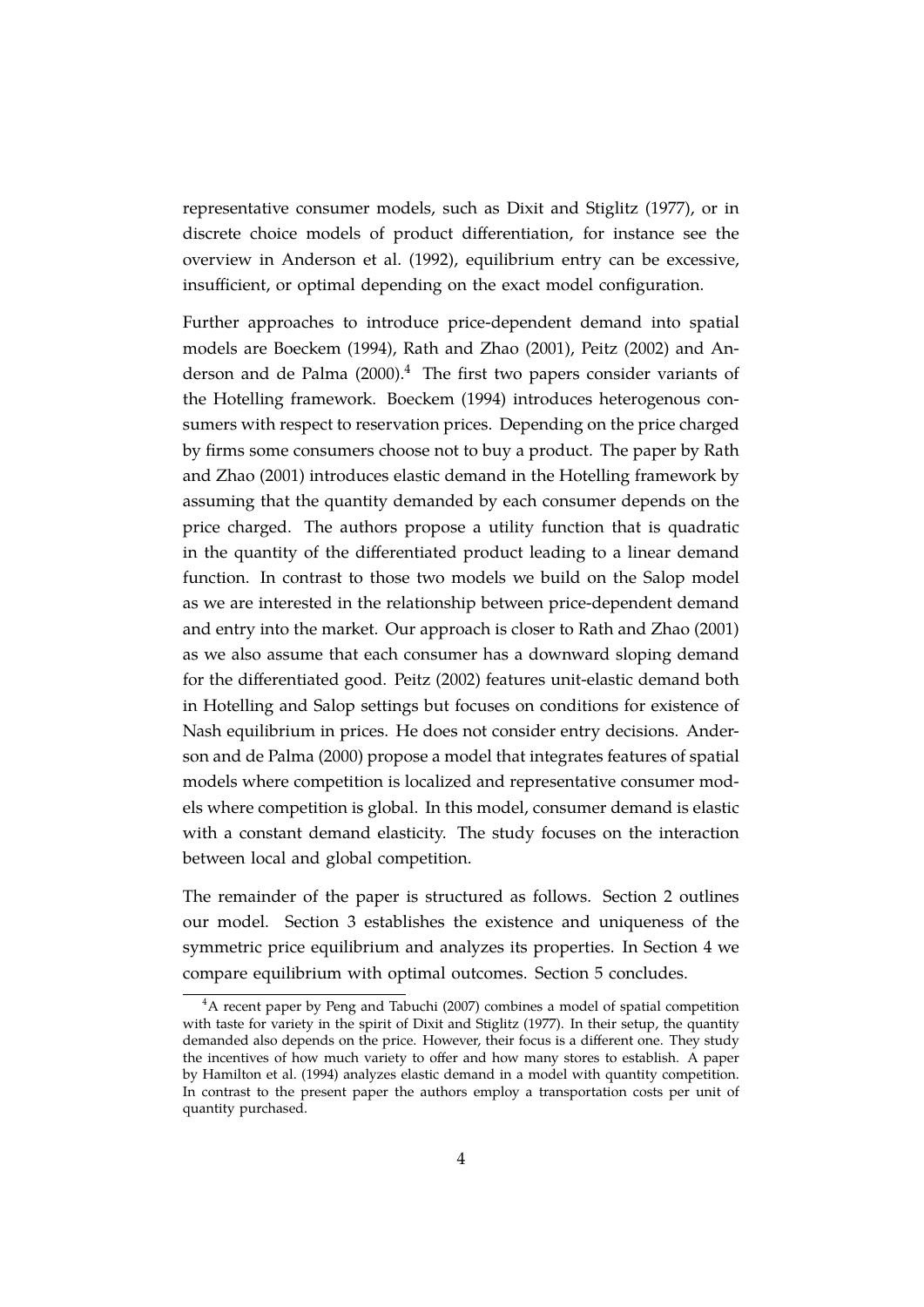representative consumer models, such as Dixit and Stiglitz (1977), or in discrete choice models of product differentiation, for instance see the overview in Anderson et al. (1992), equilibrium entry can be excessive, insufficient, or optimal depending on the exact model configuration.

Further approaches to introduce price-dependent demand into spatial models are Boeckem (1994), Rath and Zhao (2001), Peitz (2002) and Anderson and de Palma (2000).[4] The first two papers consider variants of the Hotelling framework. Boeckem (1994) introduces heterogenous consumers with respect to reservation prices. Depending on the price charged by firms some consumers choose not to buy a product. The paper by Rath and Zhao (2001) introduces elastic demand in the Hotelling framework by assuming that the quantity demanded by each consumer depends on the price charged. The authors propose a utility function that is quadratic in the quantity of the differentiated product leading to a linear demand function. In contrast to those two models we build on the Salop model as we are interested in the relationship between price-dependent demand and entry into the market. Our approach is closer to Rath and Zhao (2001) as we also assume that each consumer has a downward sloping demand for the differentiated good. Peitz (2002) features unit-elastic demand both in Hotelling and Salop settings but focuses on conditions for existence of Nash equilibrium in prices. He does not consider entry decisions. Anderson and de Palma (2000) propose a model that integrates features of spatial models where competition is localized and representative consumer models where competition is global. In this model, consumer demand is elastic with a constant demand elasticity. The study focuses on the interaction between local and global competition.

The remainder of the paper is structured as follows. Section 2 outlines our model. Section 3 establishes the existence and uniqueness of the symmetric price equilibrium and analyzes its properties. In Section 4 we compare equilibrium with optimal outcomes. Section 5 concludes.

[4] A recent paper by Peng and Tabuchi (2007) combines a model of spatial competition with taste for variety in the spirit of Dixit and Stiglitz (1977). In their setup, the quantity demanded also depends on the price. However, their focus is a different one. They study the incentives of how much variety to offer and how many stores to establish. A paper by Hamilton et al. (1994) analyzes elastic demand in a model with quantity competition. In contrast to the present paper the authors employ a transportation costs per unit of quantity purchased.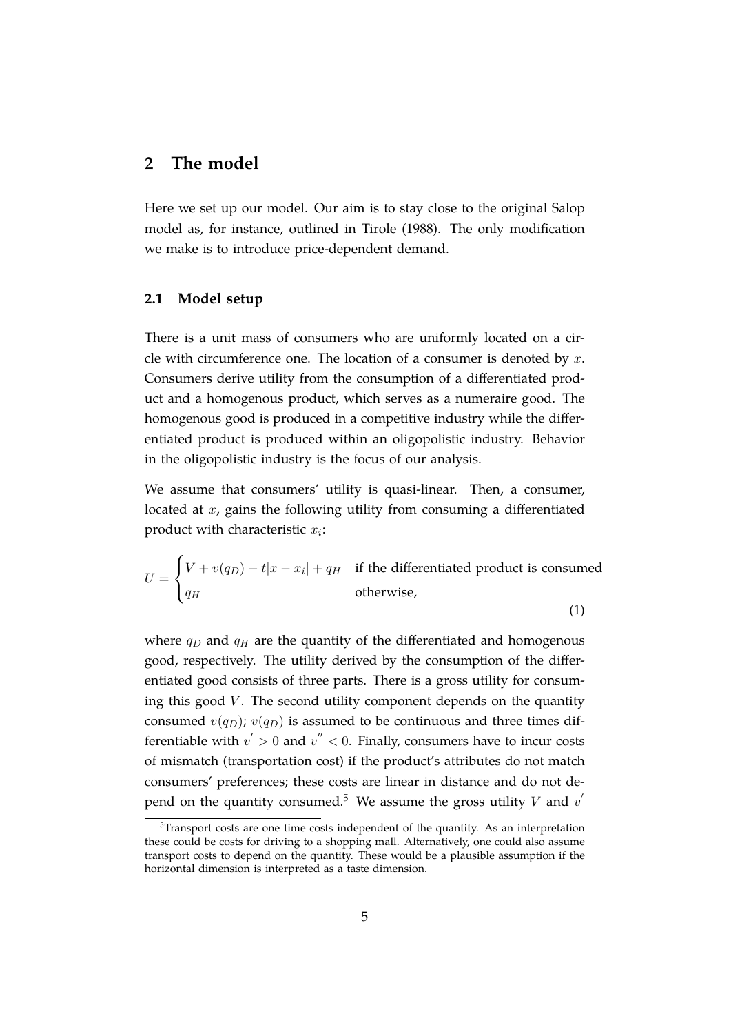## 2 The model

Here we set up our model. Our aim is to stay close to the original Salop model as, for instance, outlined in Tirole (1988). The only modification we make is to introduce price-dependent demand.

### 2.1 Model setup

There is a unit mass of consumers who are uniformly located on a circle with circumference one. The location of a consumer is denoted by $x$. Consumers derive utility from the consumption of a differentiated product and a homogenous product, which serves as a numeraire good. The homogenous good is produced in a competitive industry while the differentiated product is produced within an oligopolistic industry. Behavior in the oligopolistic industry is the focus of our analysis.

We assume that consumers' utility is quasi-linear. Then, a consumer, located at $x$, gains the following utility from consuming a differentiated product with characteristic $x_i$:

$$U = \begin{cases} V + v(q_D) - t|x - x_i| + q_H & \text{if the differentiated product is consumed} \\ q_H & \text{otherwise,} \end{cases} \tag{1}$$

where $q_D$ and $q_H$ are the quantity of the differentiated and homogenous good, respectively. The utility derived by the consumption of the differentiated good consists of three parts. There is a gross utility for consuming this good $V$. The second utility component depends on the quantity consumed $v(q_D)$; $v(q_D)$ is assumed to be continuous and three times differentiable with $v' > 0$ and $v'' < 0$. Finally, consumers have to incur costs of mismatch (transportation cost) if the product's attributes do not match consumers' preferences; these costs are linear in distance and do not depend on the quantity consumed.[5] We assume the gross utility $V$ and $v'$

[5] Transport costs are one time costs independent of the quantity. As an interpretation these could be costs for driving to a shopping mall. Alternatively, one could also assume transport costs to depend on the quantity. These would be a plausible assumption if the horizontal dimension is interpreted as a taste dimension.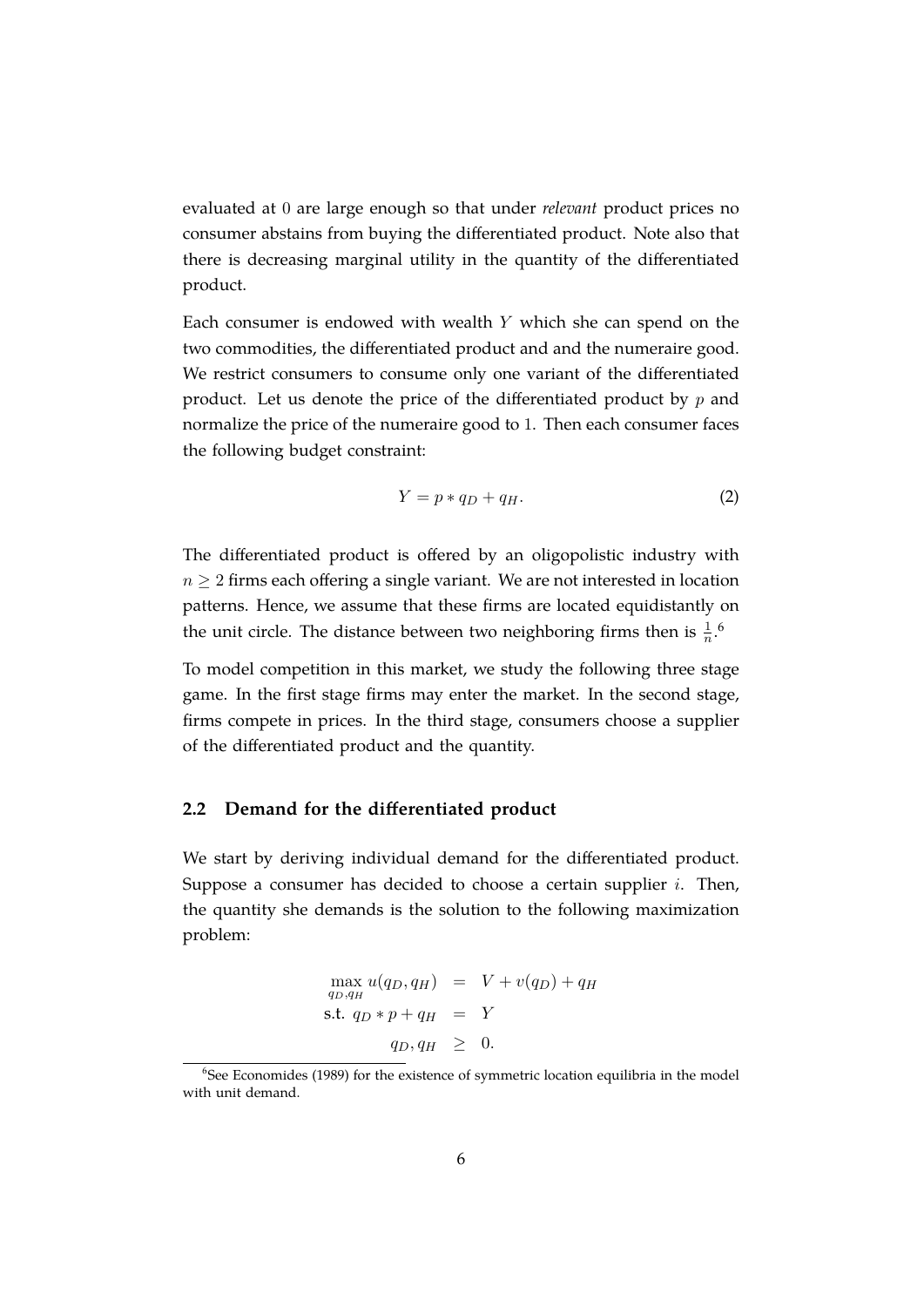evaluated at 0 are large enough so that under *relevant* product prices no consumer abstains from buying the differentiated product. Note also that there is decreasing marginal utility in the quantity of the differentiated product.

Each consumer is endowed with wealth $Y$ which she can spend on the two commodities, the differentiated product and and the numeraire good. We restrict consumers to consume only one variant of the differentiated product. Let us denote the price of the differentiated product by $p$ and normalize the price of the numeraire good to 1. Then each consumer faces the following budget constraint:

$$Y = p * q_D + q_H. \tag{2}$$

The differentiated product is offered by an oligopolistic industry with $n \geq 2$ firms each offering a single variant. We are not interested in location patterns. Hence, we assume that these firms are located equidistantly on the unit circle. The distance between two neighboring firms then is $\frac{1}{n}$.[6]

To model competition in this market, we study the following three stage game. In the first stage firms may enter the market. In the second stage, firms compete in prices. In the third stage, consumers choose a supplier of the differentiated product and the quantity.

## 2.2 Demand for the differentiated product

We start by deriving individual demand for the differentiated product. Suppose a consumer has decided to choose a certain supplier $i$. Then, the quantity she demands is the solution to the following maximization problem:

$$\begin{aligned} \max_{q_D, q_H} u(q_D, q_H) &= V + v(q_D) + q_H \\ \text{s.t. } q_D * p + q_H &= Y \\ q_D, q_H &\geq 0. \end{aligned}$$

[6] See Economides (1989) for the existence of symmetric location equilibria in the model with unit demand.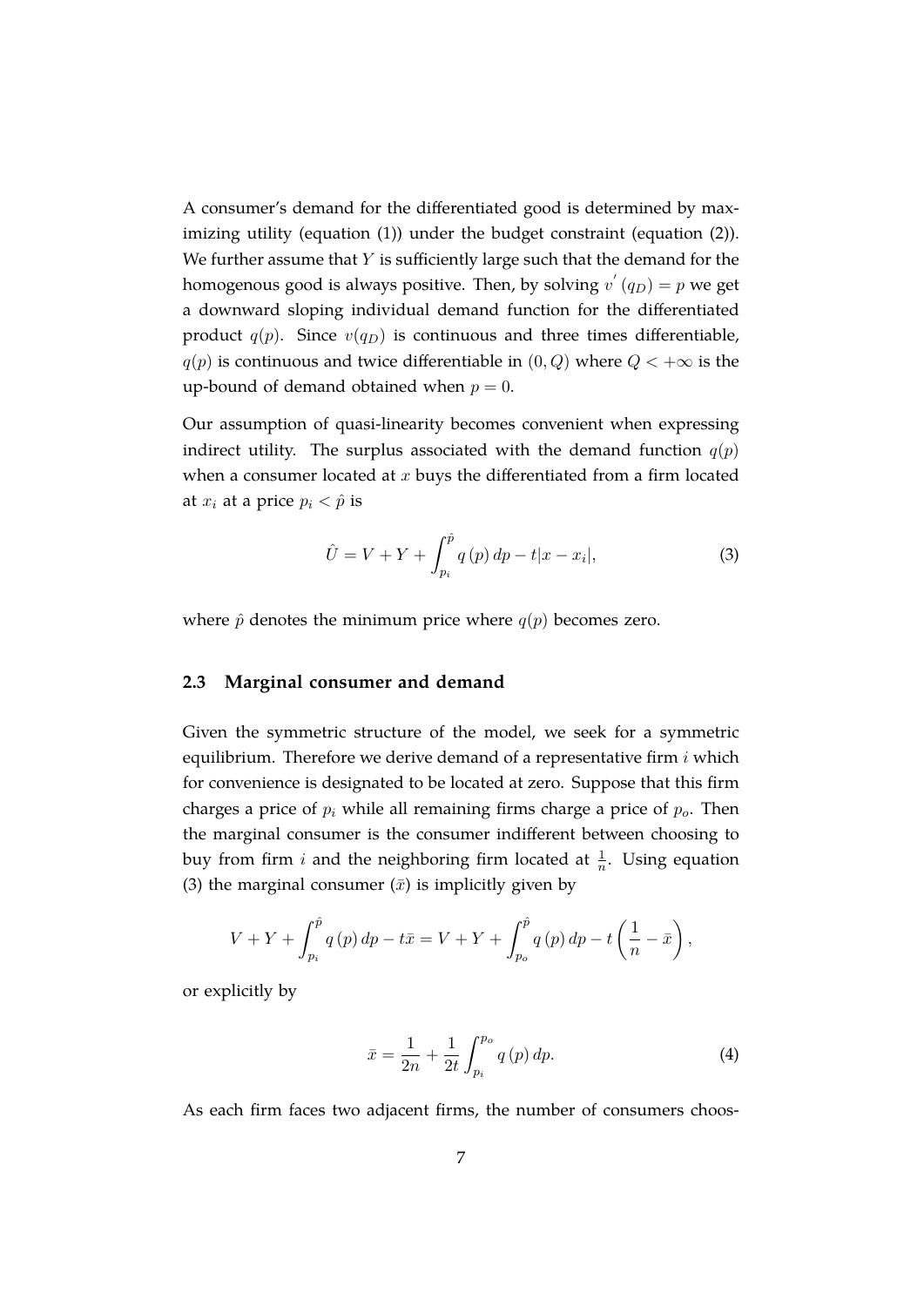A consumer's demand for the differentiated good is determined by maximizing utility (equation (1)) under the budget constraint (equation (2)). We further assume that $Y$ is sufficiently large such that the demand for the homogenous good is always positive. Then, by solving $v^{'}(q_D) = p$ we get a downward sloping individual demand function for the differentiated product $q(p)$. Since $v(q_D)$ is continuous and three times differentiable, $q(p)$ is continuous and twice differentiable in $(0, Q)$ where $Q < +\infty$ is the up-bound of demand obtained when $p = 0$.

Our assumption of quasi-linearity becomes convenient when expressing indirect utility. The surplus associated with the demand function $q(p)$ when a consumer located at $x$ buys the differentiated from a firm located at $x_i$ at a price $p_i < \hat{p}$ is

$$\hat{U} = V + Y + \int_{p_i}^{\hat{p}} q(p)\,dp - t|x - x_i|, \tag{3}$$

where $\hat{p}$ denotes the minimum price where $q(p)$ becomes zero.

### 2.3 Marginal consumer and demand

Given the symmetric structure of the model, we seek for a symmetric equilibrium. Therefore we derive demand of a representative firm $i$ which for convenience is designated to be located at zero. Suppose that this firm charges a price of $p_i$ while all remaining firms charge a price of $p_o$. Then the marginal consumer is the consumer indifferent between choosing to buy from firm $i$ and the neighboring firm located at $\frac{1}{n}$. Using equation (3) the marginal consumer ($\bar{x}$) is implicitly given by

$$V + Y + \int_{p_i}^{\hat{p}} q(p)\,dp - t\bar{x} = V + Y + \int_{p_o}^{\hat{p}} q(p)\,dp - t\left(\frac{1}{n} - \bar{x}\right),$$

or explicitly by

$$\bar{x} = \frac{1}{2n} + \frac{1}{2t}\int_{p_i}^{p_o} q(p)\,dp. \tag{4}$$

As each firm faces two adjacent firms, the number of consumers choos-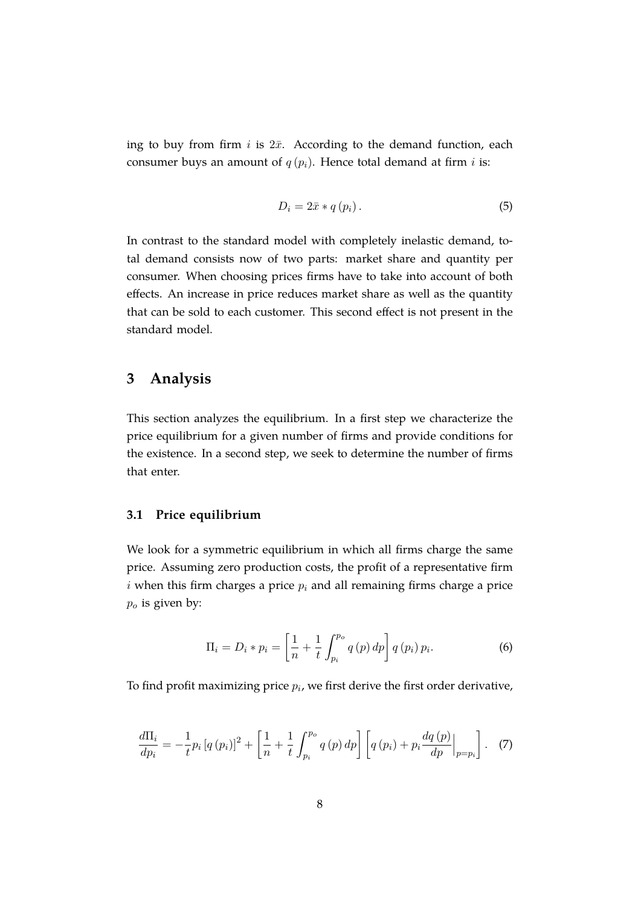ing to buy from firm $i$ is $2\bar{x}$. According to the demand function, each consumer buys an amount of $q(p_i)$. Hence total demand at firm $i$ is:

$$D_i = 2\bar{x} * q(p_i). \tag{5}$$

In contrast to the standard model with completely inelastic demand, total demand consists now of two parts: market share and quantity per consumer. When choosing prices firms have to take into account of both effects. An increase in price reduces market share as well as the quantity that can be sold to each customer. This second effect is not present in the standard model.

# 3 Analysis

This section analyzes the equilibrium. In a first step we characterize the price equilibrium for a given number of firms and provide conditions for the existence. In a second step, we seek to determine the number of firms that enter.

## 3.1 Price equilibrium

We look for a symmetric equilibrium in which all firms charge the same price. Assuming zero production costs, the profit of a representative firm $i$ when this firm charges a price $p_i$ and all remaining firms charge a price $p_o$ is given by:

$$\Pi_i = D_i * p_i = \left[\frac{1}{n} + \frac{1}{t}\int_{p_i}^{p_o} q(p)\,dp\right] q(p_i)\,p_i. \tag{6}$$

To find profit maximizing price $p_i$, we first derive the first order derivative,

$$\frac{d\Pi_i}{dp_i} = -\frac{1}{t}p_i\left[q(p_i)\right]^2 + \left[\frac{1}{n} + \frac{1}{t}\int_{p_i}^{p_o} q(p)\,dp\right]\left[q(p_i) + p_i\frac{dq(p)}{dp}\Big|_{p=p_i}\right]. \tag{7}$$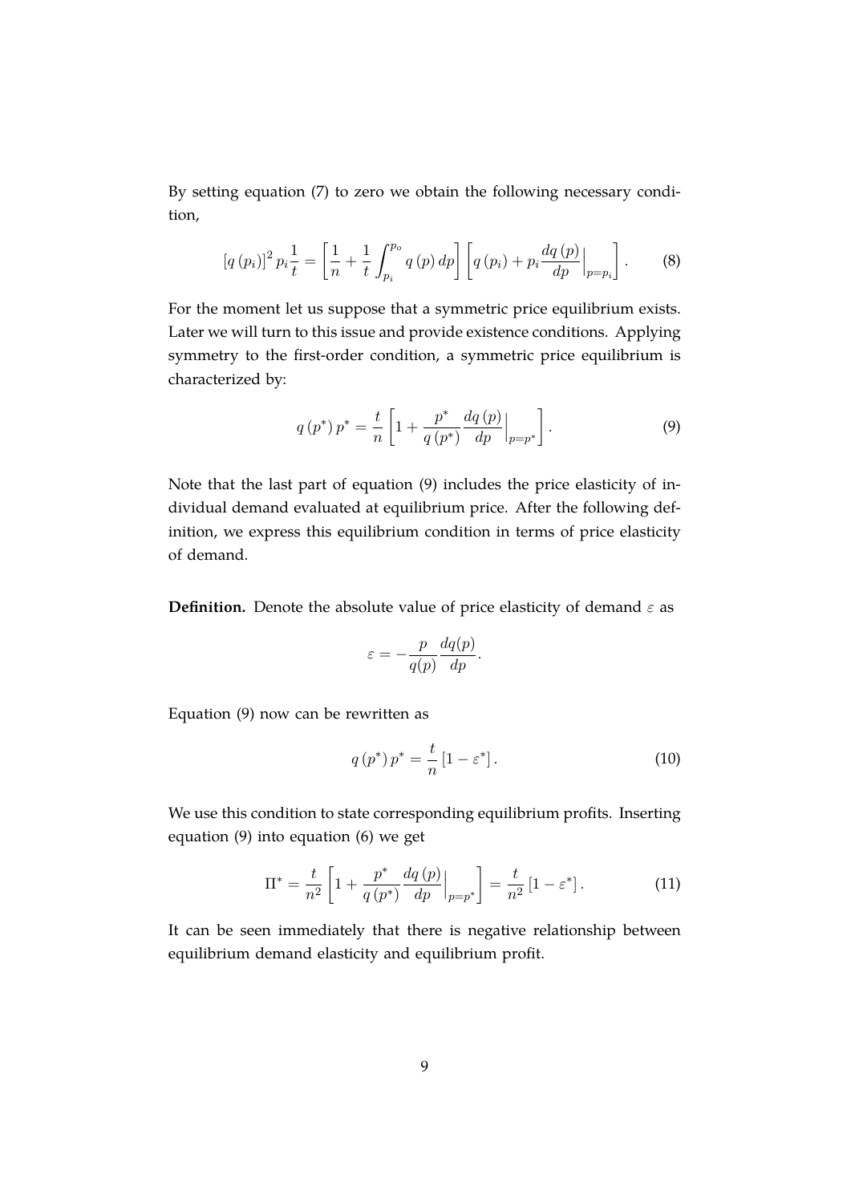By setting equation (7) to zero we obtain the following necessary condition,

$$[q(p_i)]^2 p_i \frac{1}{t} = \left[ \frac{1}{n} + \frac{1}{t} \int_{p_i}^{p_o} q(p) \, dp \right] \left[ q(p_i) + p_i \frac{dq(p)}{dp} \Big|_{p=p_i} \right]. \tag{8}$$

For the moment let us suppose that a symmetric price equilibrium exists. Later we will turn to this issue and provide existence conditions. Applying symmetry to the first-order condition, a symmetric price equilibrium is characterized by:

$$q(p^*) \, p^* = \frac{t}{n} \left[ 1 + \frac{p^*}{q(p^*)} \frac{dq(p)}{dp} \Big|_{p=p^*} \right]. \tag{9}$$

Note that the last part of equation (9) includes the price elasticity of individual demand evaluated at equilibrium price. After the following definition, we express this equilibrium condition in terms of price elasticity of demand.

**Definition.** Denote the absolute value of price elasticity of demand $\varepsilon$ as

$$\varepsilon = -\frac{p}{q(p)} \frac{dq(p)}{dp}.$$

Equation (9) now can be rewritten as

$$q(p^*) \, p^* = \frac{t}{n} \left[ 1 - \varepsilon^* \right]. \tag{10}$$

We use this condition to state corresponding equilibrium profits. Inserting equation (9) into equation (6) we get

$$\Pi^* = \frac{t}{n^2} \left[ 1 + \frac{p^*}{q(p^*)} \frac{dq(p)}{dp} \Big|_{p=p^*} \right] = \frac{t}{n^2} \left[ 1 - \varepsilon^* \right]. \tag{11}$$

It can be seen immediately that there is negative relationship between equilibrium demand elasticity and equilibrium profit.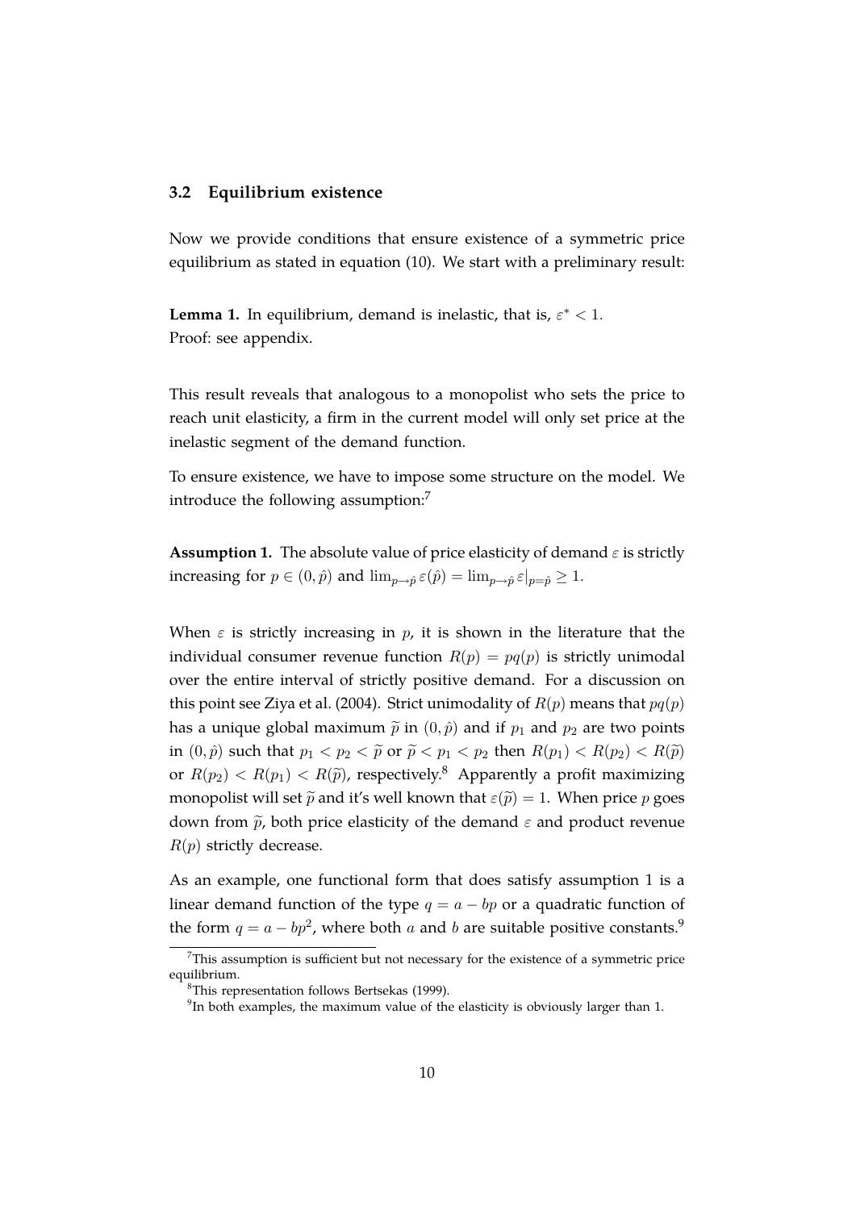### 3.2 Equilibrium existence

Now we provide conditions that ensure existence of a symmetric price equilibrium as stated in equation (10). We start with a preliminary result:

**Lemma 1.** In equilibrium, demand is inelastic, that is, $\varepsilon^* < 1$.
Proof: see appendix.

This result reveals that analogous to a monopolist who sets the price to reach unit elasticity, a firm in the current model will only set price at the inelastic segment of the demand function.

To ensure existence, we have to impose some structure on the model. We introduce the following assumption:[7]

**Assumption 1.** The absolute value of price elasticity of demand $\varepsilon$ is strictly increasing for $p \in (0, \hat{p})$ and $\lim_{p \to \hat{p}} \varepsilon(\hat{p}) = \lim_{p \to \hat{p}} \varepsilon|_{p=\hat{p}} \geq 1$.

When $\varepsilon$ is strictly increasing in $p$, it is shown in the literature that the individual consumer revenue function $R(p) = pq(p)$ is strictly unimodal over the entire interval of strictly positive demand. For a discussion on this point see Ziya et al. (2004). Strict unimodality of $R(p)$ means that $pq(p)$ has a unique global maximum $\widetilde{p}$ in $(0, \hat{p})$ and if $p_1$ and $p_2$ are two points in $(0, \hat{p})$ such that $p_1 < p_2 < \widetilde{p}$ or $\widetilde{p} < p_1 < p_2$ then $R(p_1) < R(p_2) < R(\widetilde{p})$ or $R(p_2) < R(p_1) < R(\widetilde{p})$, respectively.[8] Apparently a profit maximizing monopolist will set $\widetilde{p}$ and it's well known that $\varepsilon(\widetilde{p}) = 1$. When price $p$ goes down from $\widetilde{p}$, both price elasticity of the demand $\varepsilon$ and product revenue $R(p)$ strictly decrease.

As an example, one functional form that does satisfy assumption 1 is a linear demand function of the type $q = a - bp$ or a quadratic function of the form $q = a - bp^2$, where both $a$ and $b$ are suitable positive constants.[9]

[7] This assumption is sufficient but not necessary for the existence of a symmetric price equilibrium.

[8] This representation follows Bertsekas (1999).

[9] In both examples, the maximum value of the elasticity is obviously larger than 1.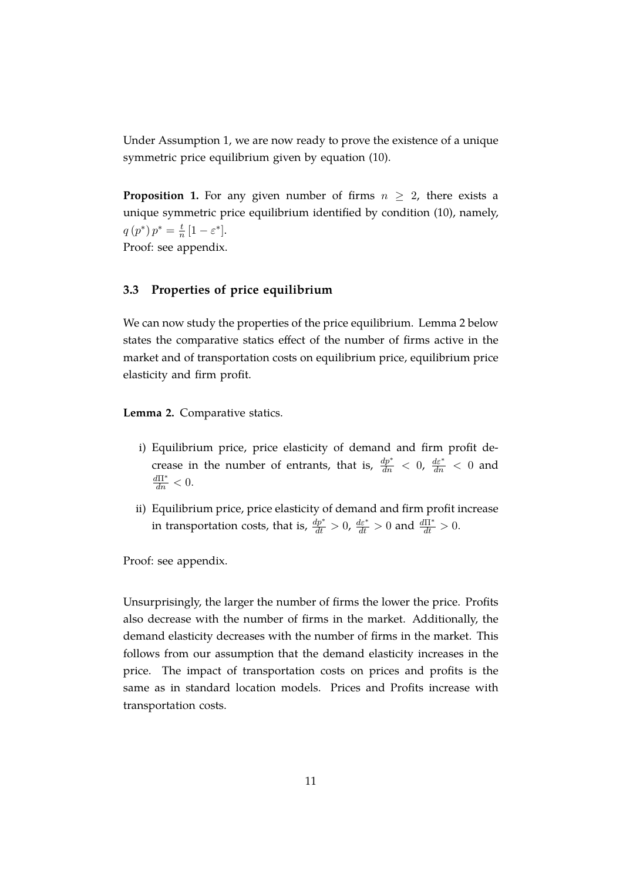Under Assumption 1, we are now ready to prove the existence of a unique symmetric price equilibrium given by equation (10).

**Proposition 1.** For any given number of firms $n \geq 2$, there exists a unique symmetric price equilibrium identified by condition (10), namely, $q(p^*) p^* = \frac{t}{n} [1 - \varepsilon^*]$.
Proof: see appendix.

### 3.3 Properties of price equilibrium

We can now study the properties of the price equilibrium. Lemma 2 below states the comparative statics effect of the number of firms active in the market and of transportation costs on equilibrium price, equilibrium price elasticity and firm profit.

**Lemma 2.** Comparative statics.

i) Equilibrium price, price elasticity of demand and firm profit decrease in the number of entrants, that is, $\frac{dp^*}{dn} < 0$, $\frac{d\varepsilon^*}{dn} < 0$ and $\frac{d\Pi^*}{dn} < 0$.

ii) Equilibrium price, price elasticity of demand and firm profit increase in transportation costs, that is, $\frac{dp^*}{dt} > 0$, $\frac{d\varepsilon^*}{dt} > 0$ and $\frac{d\Pi^*}{dt} > 0$.

Proof: see appendix.

Unsurprisingly, the larger the number of firms the lower the price. Profits also decrease with the number of firms in the market. Additionally, the demand elasticity decreases with the number of firms in the market. This follows from our assumption that the demand elasticity increases in the price. The impact of transportation costs on prices and profits is the same as in standard location models. Prices and Profits increase with transportation costs.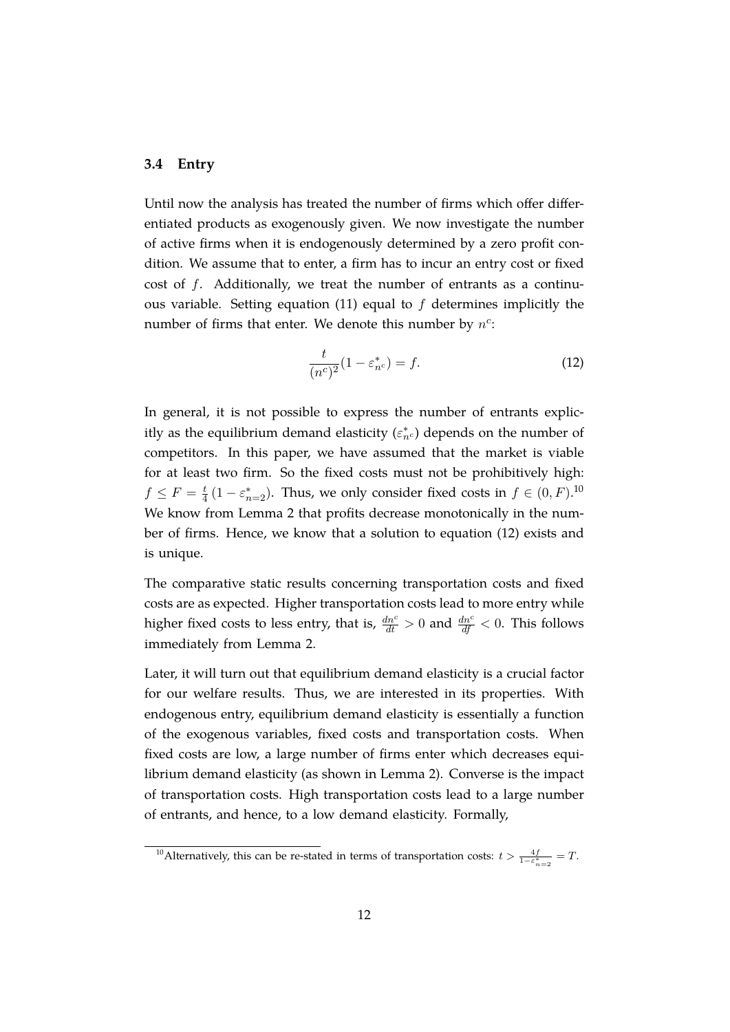### 3.4 Entry

Until now the analysis has treated the number of firms which offer differentiated products as exogenously given. We now investigate the number of active firms when it is endogenously determined by a zero profit condition. We assume that to enter, a firm has to incur an entry cost or fixed cost of $f$. Additionally, we treat the number of entrants as a continuous variable. Setting equation (11) equal to $f$ determines implicitly the number of firms that enter. We denote this number by $n^c$:

$$\frac{t}{(n^c)^2}(1 - \varepsilon^*_{n^c}) = f. \tag{12}$$

In general, it is not possible to express the number of entrants explicitly as the equilibrium demand elasticity ($\varepsilon^*_{n^c}$) depends on the number of competitors. In this paper, we have assumed that the market is viable for at least two firm. So the fixed costs must not be prohibitively high: $f \leq F = \frac{t}{4}(1 - \varepsilon^*_{n=2})$. Thus, we only consider fixed costs in $f \in (0, F)$.[10] We know from Lemma 2 that profits decrease monotonically in the number of firms. Hence, we know that a solution to equation (12) exists and is unique.

The comparative static results concerning transportation costs and fixed costs are as expected. Higher transportation costs lead to more entry while higher fixed costs to less entry, that is, $\frac{dn^c}{dt} > 0$ and $\frac{dn^c}{df} < 0$. This follows immediately from Lemma 2.

Later, it will turn out that equilibrium demand elasticity is a crucial factor for our welfare results. Thus, we are interested in its properties. With endogenous entry, equilibrium demand elasticity is essentially a function of the exogenous variables, fixed costs and transportation costs. When fixed costs are low, a large number of firms enter which decreases equilibrium demand elasticity (as shown in Lemma 2). Converse is the impact of transportation costs. High transportation costs lead to a large number of entrants, and hence, to a low demand elasticity. Formally,

[10] Alternatively, this can be re-stated in terms of transportation costs: $t > \frac{4f}{1-\varepsilon^*_{n=2}} = T$.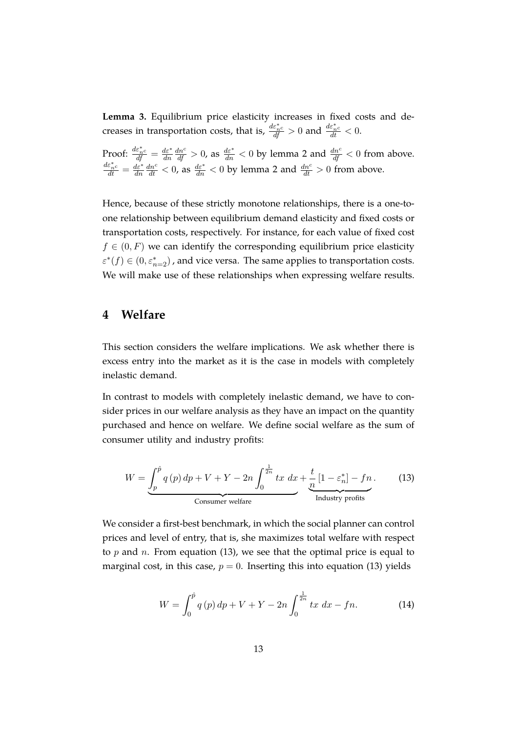**Lemma 3.** Equilibrium price elasticity increases in fixed costs and decreases in transportation costs, that is, $\frac{d\varepsilon^*_{n^c}}{df} > 0$ and $\frac{d\varepsilon^*_{n^c}}{dt} < 0$.

Proof: $\frac{d\varepsilon^*_{n^c}}{df} = \frac{d\varepsilon^*}{dn}\frac{dn^c}{df} > 0$, as $\frac{d\varepsilon^*}{dn} < 0$ by lemma 2 and $\frac{dn^c}{df} < 0$ from above. $\frac{d\varepsilon^*_{n^c}}{dt} = \frac{d\varepsilon^*}{dn}\frac{dn^c}{dt} < 0$, as $\frac{d\varepsilon^*}{dn} < 0$ by lemma 2 and $\frac{dn^c}{dt} > 0$ from above.

Hence, because of these strictly monotone relationships, there is a one-to-one relationship between equilibrium demand elasticity and fixed costs or transportation costs, respectively. For instance, for each value of fixed cost $f \in (0, F)$ we can identify the corresponding equilibrium price elasticity $\varepsilon^*(f) \in (0, \varepsilon^*_{n=2})$ , and vice versa. The same applies to transportation costs. We will make use of these relationships when expressing welfare results.

# 4 Welfare

This section considers the welfare implications. We ask whether there is excess entry into the market as it is the case in models with completely inelastic demand.

In contrast to models with completely inelastic demand, we have to consider prices in our welfare analysis as they have an impact on the quantity purchased and hence on welfare. We define social welfare as the sum of consumer utility and industry profits:

$$W = \underbrace{\int_{p}^{\hat{p}} q(p)\, dp + V + Y - 2n \int_{0}^{\frac{1}{2n}} tx\ dx}_{\text{Consumer welfare}} + \underbrace{\frac{t}{n}\left[1 - \varepsilon^*_n\right] - fn}_{\text{Industry profits}}. \tag{13}$$

We consider a first-best benchmark, in which the social planner can control prices and level of entry, that is, she maximizes total welfare with respect to $p$ and $n$. From equation (13), we see that the optimal price is equal to marginal cost, in this case, $p = 0$. Inserting this into equation (13) yields

$$W = \int_{0}^{\hat{p}} q(p)\, dp + V + Y - 2n \int_{0}^{\frac{1}{2n}} tx\ dx - fn. \tag{14}$$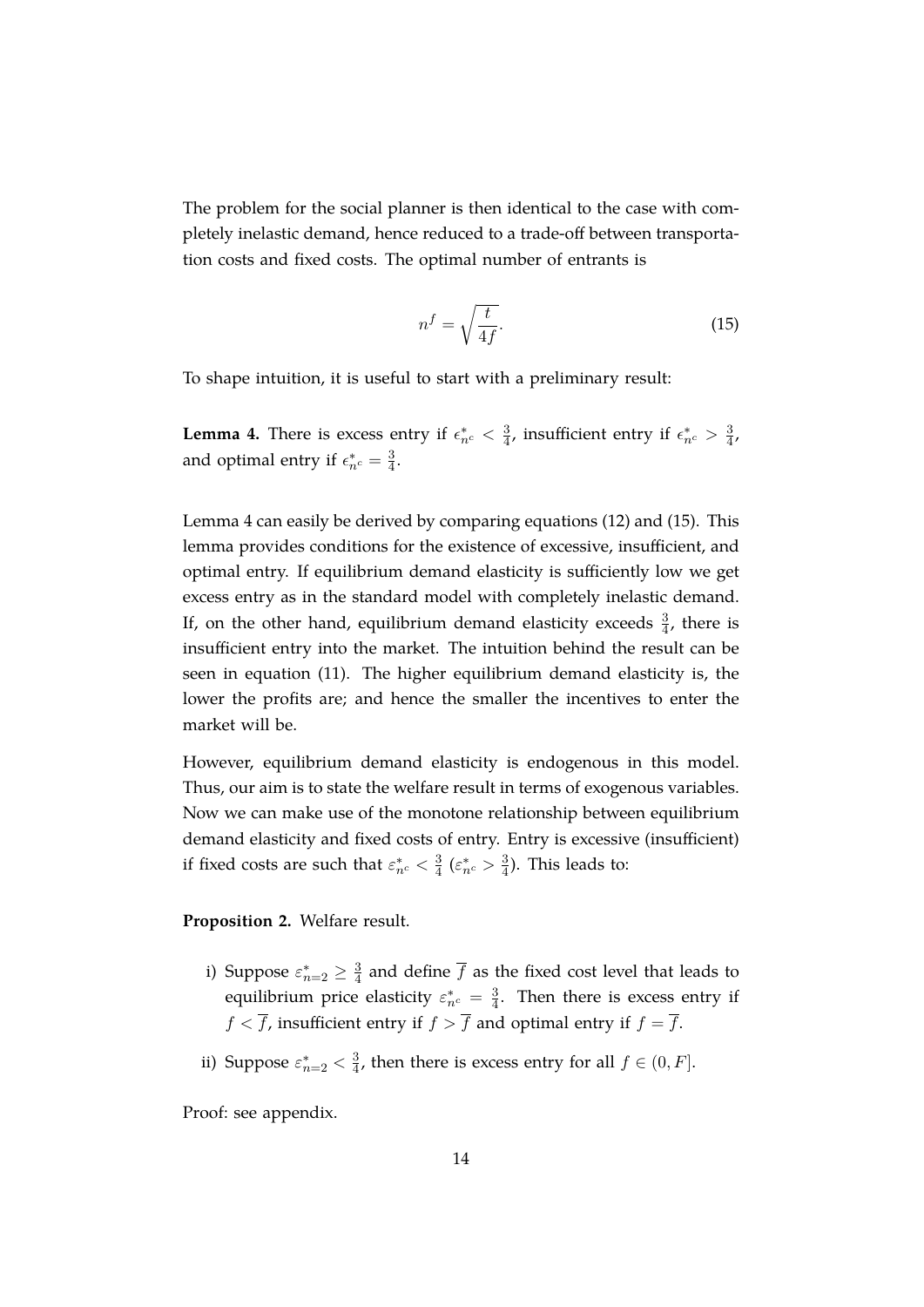The problem for the social planner is then identical to the case with completely inelastic demand, hence reduced to a trade-off between transportation costs and fixed costs. The optimal number of entrants is

$$n^f = \sqrt{\frac{t}{4f}}. \tag{15}$$

To shape intuition, it is useful to start with a preliminary result:

**Lemma 4.** There is excess entry if $\epsilon^*_{n^c} < \frac{3}{4}$, insufficient entry if $\epsilon^*_{n^c} > \frac{3}{4}$, and optimal entry if $\epsilon^*_{n^c} = \frac{3}{4}$.

Lemma 4 can easily be derived by comparing equations (12) and (15). This lemma provides conditions for the existence of excessive, insufficient, and optimal entry. If equilibrium demand elasticity is sufficiently low we get excess entry as in the standard model with completely inelastic demand. If, on the other hand, equilibrium demand elasticity exceeds $\frac{3}{4}$, there is insufficient entry into the market. The intuition behind the result can be seen in equation (11). The higher equilibrium demand elasticity is, the lower the profits are; and hence the smaller the incentives to enter the market will be.

However, equilibrium demand elasticity is endogenous in this model. Thus, our aim is to state the welfare result in terms of exogenous variables. Now we can make use of the monotone relationship between equilibrium demand elasticity and fixed costs of entry. Entry is excessive (insufficient) if fixed costs are such that $\varepsilon^*_{n^c} < \frac{3}{4}$ ($\varepsilon^*_{n^c} > \frac{3}{4}$). This leads to:

**Proposition 2.** Welfare result.

i) Suppose $\varepsilon^*_{n=2} \geq \frac{3}{4}$ and define $\overline{f}$ as the fixed cost level that leads to equilibrium price elasticity $\varepsilon^*_{n^c} = \frac{3}{4}$. Then there is excess entry if $f < \overline{f}$, insufficient entry if $f > \overline{f}$ and optimal entry if $f = \overline{f}$.

ii) Suppose $\varepsilon^*_{n=2} < \frac{3}{4}$, then there is excess entry for all $f \in (0, F]$.

Proof: see appendix.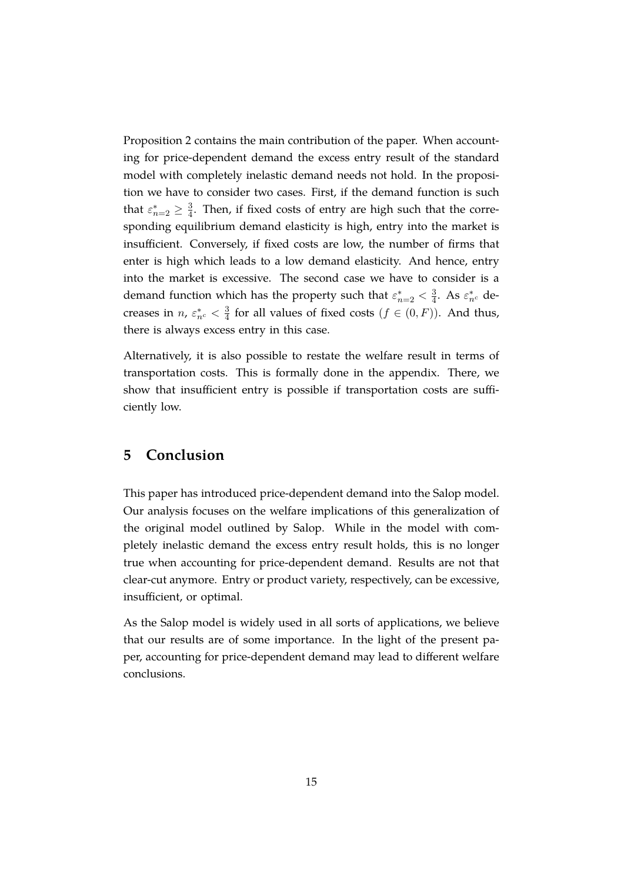Proposition 2 contains the main contribution of the paper. When accounting for price-dependent demand the excess entry result of the standard model with completely inelastic demand needs not hold. In the proposition we have to consider two cases. First, if the demand function is such that $\varepsilon^*_{n=2} \geq \frac{3}{4}$. Then, if fixed costs of entry are high such that the corresponding equilibrium demand elasticity is high, entry into the market is insufficient. Conversely, if fixed costs are low, the number of firms that enter is high which leads to a low demand elasticity. And hence, entry into the market is excessive. The second case we have to consider is a demand function which has the property such that $\varepsilon^*_{n=2} < \frac{3}{4}$. As $\varepsilon^*_{n^c}$ decreases in $n$, $\varepsilon^*_{n^c} < \frac{3}{4}$ for all values of fixed costs ($f \in (0, F)$). And thus, there is always excess entry in this case.

Alternatively, it is also possible to restate the welfare result in terms of transportation costs. This is formally done in the appendix. There, we show that insufficient entry is possible if transportation costs are sufficiently low.

## 5 Conclusion

This paper has introduced price-dependent demand into the Salop model. Our analysis focuses on the welfare implications of this generalization of the original model outlined by Salop. While in the model with completely inelastic demand the excess entry result holds, this is no longer true when accounting for price-dependent demand. Results are not that clear-cut anymore. Entry or product variety, respectively, can be excessive, insufficient, or optimal.

As the Salop model is widely used in all sorts of applications, we believe that our results are of some importance. In the light of the present paper, accounting for price-dependent demand may lead to different welfare conclusions.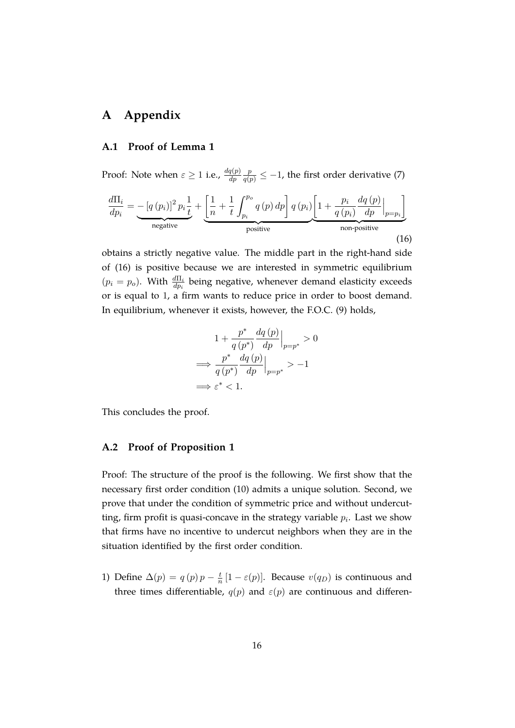# A Appendix

## A.1 Proof of Lemma 1

Proof: Note when $\varepsilon \geq 1$ i.e., $\frac{dq(p)}{dp}\frac{p}{q(p)} \leq -1$, the first order derivative (7)

$$\frac{d\Pi_i}{dp_i} = \underbrace{-\left[q\left(p_i\right)\right]^2 p_i \frac{1}{t}}_{\text{negative}} + \underbrace{\left[\frac{1}{n} + \frac{1}{t}\int_{p_i}^{p_o} q\left(p\right)dp\right] q\left(p_i\right)}_{\text{positive}} \underbrace{\left[1 + \frac{p_i}{q\left(p_i\right)}\frac{dq\left(p\right)}{dp}\Big|_{p=p_i}\right]}_{\text{non-positive}} \tag{16}$$

obtains a strictly negative value. The middle part in the right-hand side of (16) is positive because we are interested in symmetric equilibrium ($p_i = p_o$). With $\frac{d\Pi_i}{dp_i}$ being negative, whenever demand elasticity exceeds or is equal to 1, a firm wants to reduce price in order to boost demand. In equilibrium, whenever it exists, however, the F.O.C. (9) holds,

$$\begin{aligned}
& 1 + \frac{p^*}{q\left(p^*\right)}\frac{dq\left(p\right)}{dp}\Big|_{p=p^*} > 0 \\
\implies & \frac{p^*}{q\left(p^*\right)}\frac{dq\left(p\right)}{dp}\Big|_{p=p^*} > -1 \\
\implies & \varepsilon^* < 1.
\end{aligned}$$

This concludes the proof.

## A.2 Proof of Proposition 1

Proof: The structure of the proof is the following. We first show that the necessary first order condition (10) admits a unique solution. Second, we prove that under the condition of symmetric price and without undercutting, firm profit is quasi-concave in the strategy variable $p_i$. Last we show that firms have no incentive to undercut neighbors when they are in the situation identified by the first order condition.

1) Define $\Delta(p) = q\left(p\right)p - \frac{t}{n}\left[1 - \varepsilon(p)\right]$. Because $v(q_D)$ is continuous and three times differentiable, $q(p)$ and $\varepsilon(p)$ are continuous and differen-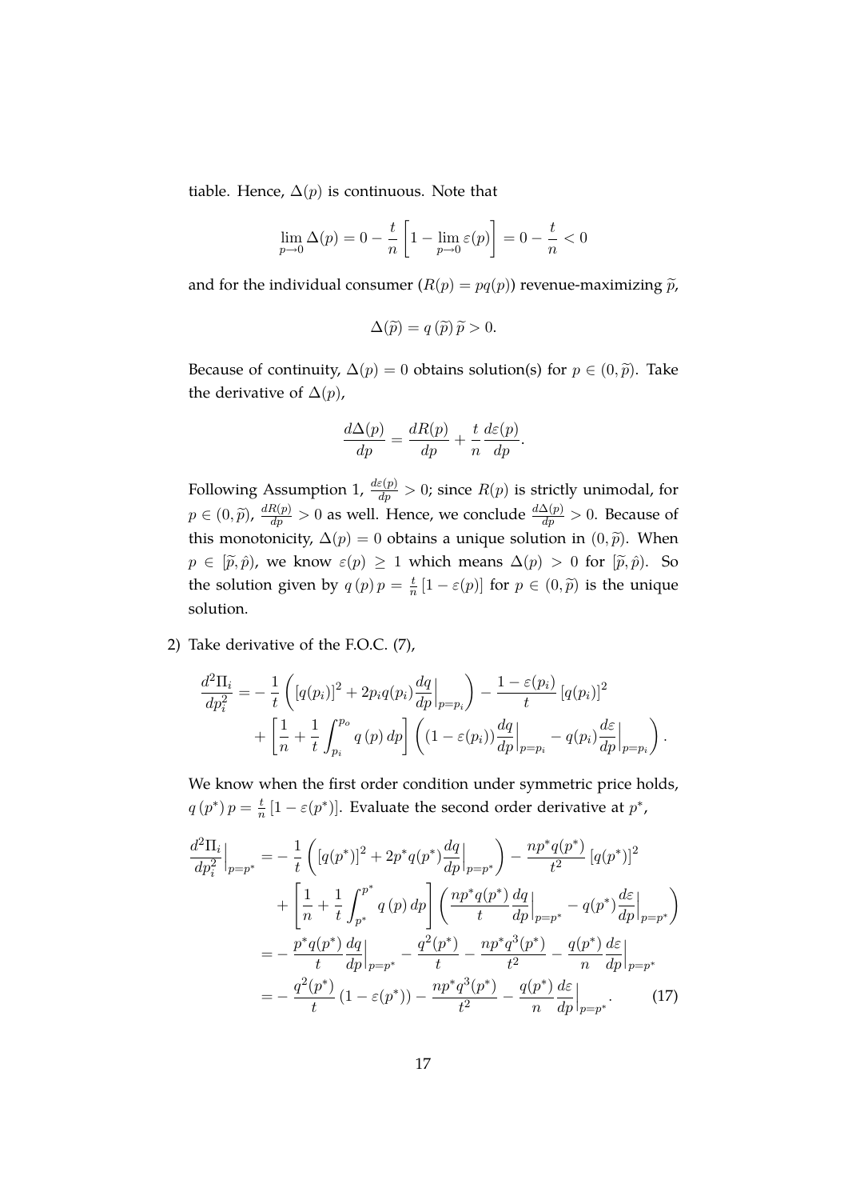tiable. Hence, $\Delta(p)$ is continuous. Note that

$$\lim_{p \to 0} \Delta(p) = 0 - \frac{t}{n}\left[1 - \lim_{p \to 0} \varepsilon(p)\right] = 0 - \frac{t}{n} < 0$$

and for the individual consumer ($R(p) = pq(p)$) revenue-maximizing $\widetilde{p}$,

$$\Delta(\widetilde{p}) = q(\widetilde{p})\,\widetilde{p} > 0.$$

Because of continuity, $\Delta(p) = 0$ obtains solution(s) for $p \in (0, \widetilde{p})$. Take the derivative of $\Delta(p)$,

$$\frac{d\Delta(p)}{dp} = \frac{dR(p)}{dp} + \frac{t}{n}\frac{d\varepsilon(p)}{dp}.$$

Following Assumption 1, $\frac{d\varepsilon(p)}{dp} > 0$; since $R(p)$ is strictly unimodal, for $p \in (0, \widetilde{p})$, $\frac{dR(p)}{dp} > 0$ as well. Hence, we conclude $\frac{d\Delta(p)}{dp} > 0$. Because of this monotonicity, $\Delta(p) = 0$ obtains a unique solution in $(0, \widetilde{p})$. When $p \in [\widetilde{p}, \hat{p})$, we know $\varepsilon(p) \geq 1$ which means $\Delta(p) > 0$ for $[\widetilde{p}, \hat{p})$. So the solution given by $q(p)\,p = \frac{t}{n}[1 - \varepsilon(p)]$ for $p \in (0, \widetilde{p})$ is the unique solution.

2) Take derivative of the F.O.C. (7),

$$\begin{aligned}
\frac{d^2\Pi_i}{dp_i^2} = & -\frac{1}{t}\left([q(p_i)]^2 + 2p_i q(p_i)\frac{dq}{dp}\Big|_{p=p_i}\right) - \frac{1-\varepsilon(p_i)}{t}[q(p_i)]^2 \\
& + \left[\frac{1}{n} + \frac{1}{t}\int_{p_i}^{p_o} q(p)\,dp\right]\left((1-\varepsilon(p_i))\frac{dq}{dp}\Big|_{p=p_i} - q(p_i)\frac{d\varepsilon}{dp}\Big|_{p=p_i}\right).
\end{aligned}$$

We know when the first order condition under symmetric price holds, $q(p^*)\,p = \frac{t}{n}[1 - \varepsilon(p^*)]$. Evaluate the second order derivative at $p^*$,

$$\begin{aligned}
\frac{d^2\Pi_i}{dp_i^2}\Big|_{p=p^*} = & -\frac{1}{t}\left([q(p^*)]^2 + 2p^* q(p^*)\frac{dq}{dp}\Big|_{p=p^*}\right) - \frac{np^*q(p^*)}{t^2}[q(p^*)]^2 \\
& + \left[\frac{1}{n} + \frac{1}{t}\int_{p^*}^{p^*} q(p)\,dp\right]\left(\frac{np^*q(p^*)}{t}\frac{dq}{dp}\Big|_{p=p^*} - q(p^*)\frac{d\varepsilon}{dp}\Big|_{p=p^*}\right) \\
= & -\frac{p^*q(p^*)}{t}\frac{dq}{dp}\Big|_{p=p^*} - \frac{q^2(p^*)}{t} - \frac{np^*q^3(p^*)}{t^2} - \frac{q(p^*)}{n}\frac{d\varepsilon}{dp}\Big|_{p=p^*} \\
= & -\frac{q^2(p^*)}{t}(1 - \varepsilon(p^*)) - \frac{np^*q^3(p^*)}{t^2} - \frac{q(p^*)}{n}\frac{d\varepsilon}{dp}\Big|_{p=p^*}. \qquad (17)
\end{aligned}$$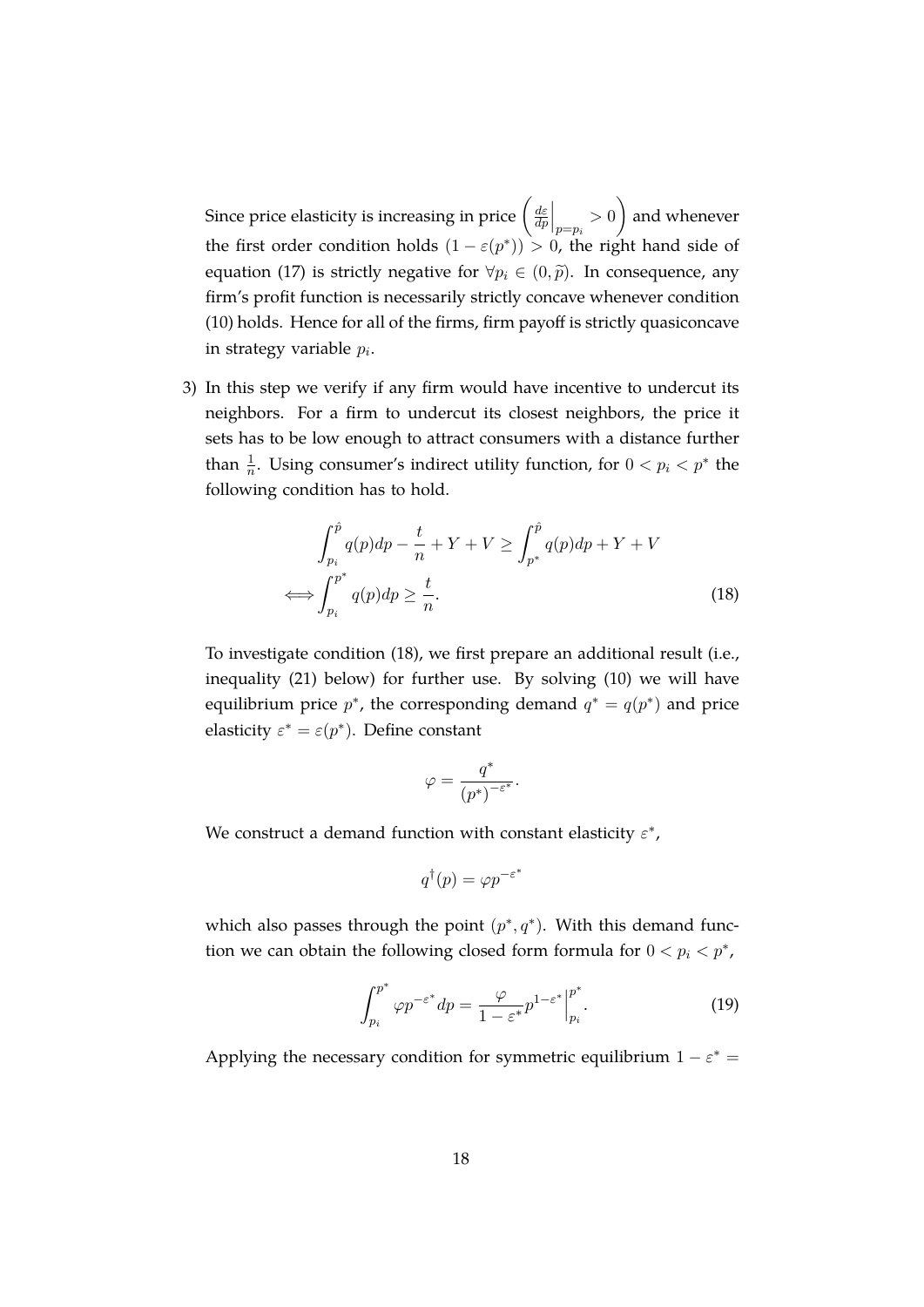Since price elasticity is increasing in price $\left(\frac{d\varepsilon}{dp}\Big|_{p=p_i} > 0\right)$ and whenever the first order condition holds $(1 - \varepsilon(p^*)) > 0$, the right hand side of equation (17) is strictly negative for $\forall p_i \in (0, \widetilde{p})$. In consequence, any firm's profit function is necessarily strictly concave whenever condition (10) holds. Hence for all of the firms, firm payoff is strictly quasiconcave in strategy variable $p_i$.

3) In this step we verify if any firm would have incentive to undercut its neighbors. For a firm to undercut its closest neighbors, the price it sets has to be low enough to attract consumers with a distance further than $\frac{1}{n}$. Using consumer's indirect utility function, for $0 < p_i < p^*$ the following condition has to hold.

$$
\begin{aligned}
\int_{p_i}^{\hat{p}} q(p)dp - \frac{t}{n} + Y + V &\geq \int_{p^*}^{\hat{p}} q(p)dp + Y + V \\
\Longleftrightarrow \int_{p_i}^{p^*} q(p)dp &\geq \frac{t}{n}. \qquad (18)
\end{aligned}
$$

To investigate condition (18), we first prepare an additional result (i.e., inequality (21) below) for further use. By solving (10) we will have equilibrium price $p^*$, the corresponding demand $q^* = q(p^*)$ and price elasticity $\varepsilon^* = \varepsilon(p^*)$. Define constant

$$
\varphi = \frac{q^*}{(p^*)^{-\varepsilon^*}}.
$$

We construct a demand function with constant elasticity $\varepsilon^*$,

$$
q^\dagger(p) = \varphi p^{-\varepsilon^*}
$$

which also passes through the point $(p^*, q^*)$. With this demand function we can obtain the following closed form formula for $0 < p_i < p^*$,

$$
\int_{p_i}^{p^*} \varphi p^{-\varepsilon^*} dp = \frac{\varphi}{1 - \varepsilon^*} p^{1-\varepsilon^*} \Big|_{p_i}^{p^*}. \qquad (19)
$$

Applying the necessary condition for symmetric equilibrium $1 - \varepsilon^* =$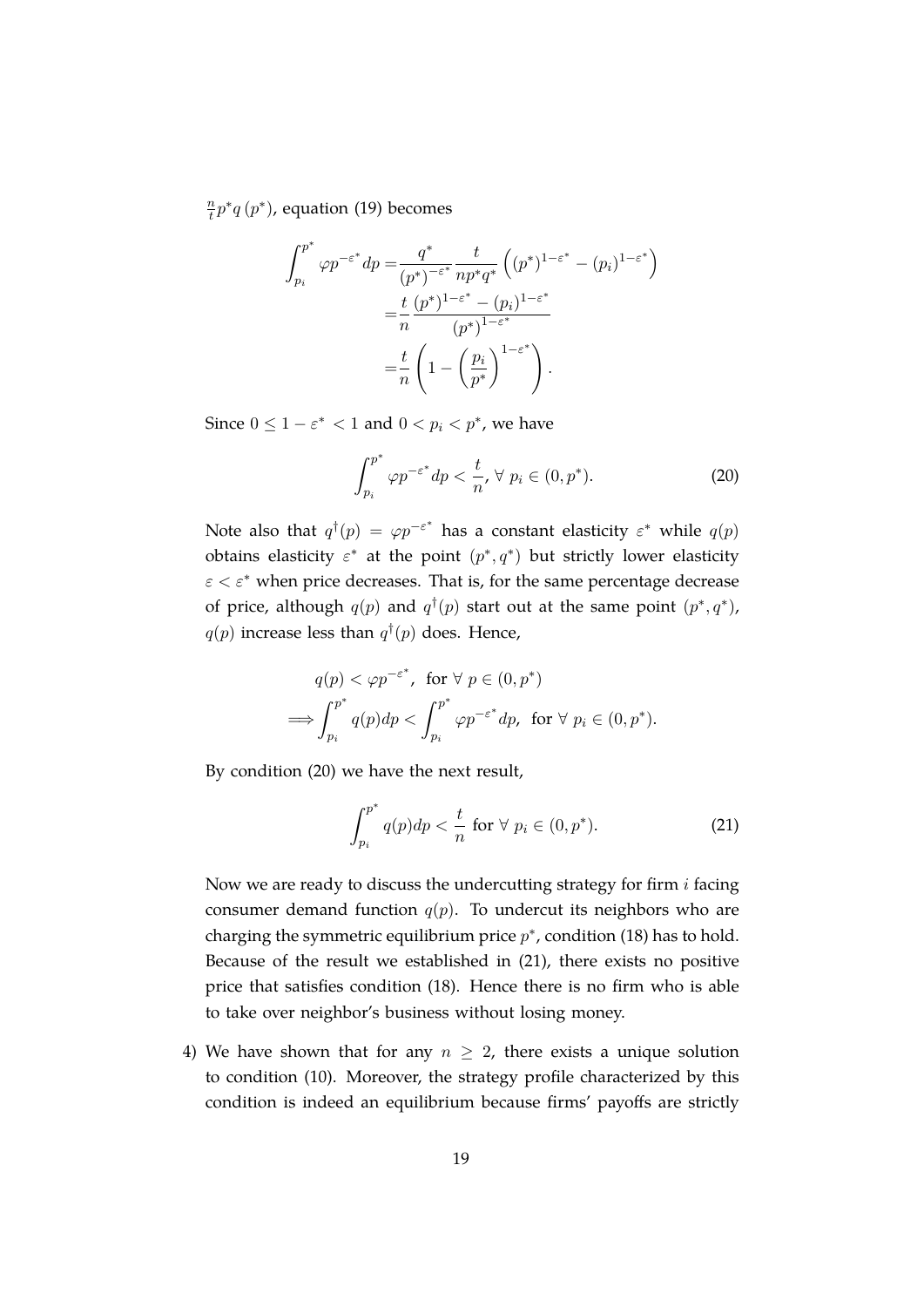$\frac{n}{t}p^* q(p^*)$, equation (19) becomes

$$
\begin{aligned}
\int_{p_i}^{p^*} \varphi p^{-\varepsilon^*} dp =& \frac{q^*}{(p^*)^{-\varepsilon^*}} \frac{t}{np^* q^*} \left( (p^*)^{1-\varepsilon^*} - (p_i)^{1-\varepsilon^*} \right) \\
=& \frac{t}{n} \frac{(p^*)^{1-\varepsilon^*} - (p_i)^{1-\varepsilon^*}}{(p^*)^{1-\varepsilon^*}} \\
=& \frac{t}{n} \left( 1 - \left( \frac{p_i}{p^*} \right)^{1-\varepsilon^*} \right).
\end{aligned}
$$

Since $0 \leq 1 - \varepsilon^* < 1$ and $0 < p_i < p^*$, we have

$$
\int_{p_i}^{p^*} \varphi p^{-\varepsilon^*} dp < \frac{t}{n}, \; \forall \; p_i \in (0, p^*). \tag{20}
$$

Note also that $q^\dagger(p) = \varphi p^{-\varepsilon^*}$ has a constant elasticity $\varepsilon^*$ while $q(p)$ obtains elasticity $\varepsilon^*$ at the point $(p^*, q^*)$ but strictly lower elasticity $\varepsilon < \varepsilon^*$ when price decreases. That is, for the same percentage decrease of price, although $q(p)$ and $q^\dagger(p)$ start out at the same point $(p^*, q^*)$, $q(p)$ increase less than $q^\dagger(p)$ does. Hence,

$$
\begin{aligned}
& q(p) < \varphi p^{-\varepsilon^*}, \;\; \text{for } \forall \; p \in (0, p^*) \\
\Longrightarrow & \int_{p_i}^{p^*} q(p) dp < \int_{p_i}^{p^*} \varphi p^{-\varepsilon^*} dp, \;\; \text{for } \forall \; p_i \in (0, p^*).
\end{aligned}
$$

By condition (20) we have the next result,

$$
\int_{p_i}^{p^*} q(p) dp < \frac{t}{n} \text{ for } \forall \; p_i \in (0, p^*). \tag{21}
$$

Now we are ready to discuss the undercutting strategy for firm $i$ facing consumer demand function $q(p)$. To undercut its neighbors who are charging the symmetric equilibrium price $p^*$, condition (18) has to hold. Because of the result we established in (21), there exists no positive price that satisfies condition (18). Hence there is no firm who is able to take over neighbor's business without losing money.

4) We have shown that for any $n \geq 2$, there exists a unique solution to condition (10). Moreover, the strategy profile characterized by this condition is indeed an equilibrium because firms' payoffs are strictly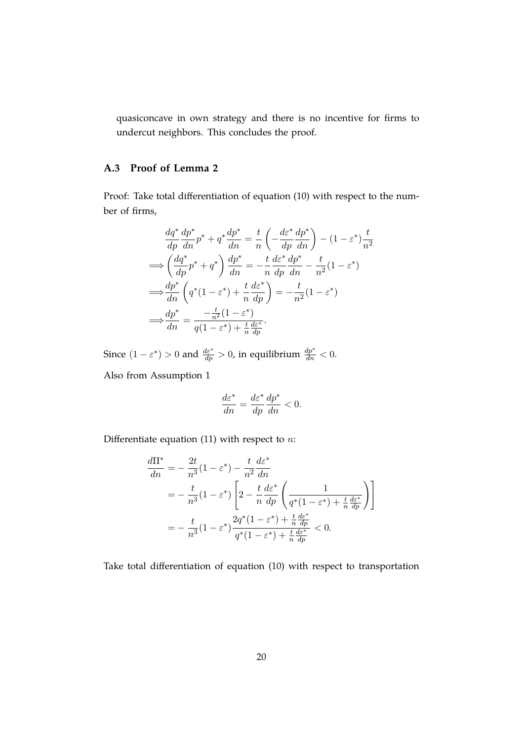quasiconcave in own strategy and there is no incentive for firms to undercut neighbors. This concludes the proof.

### A.3 Proof of Lemma 2

Proof: Take total differentiation of equation (10) with respect to the number of firms,

$$
\begin{aligned}
&\frac{dq^*}{dp}\frac{dp^*}{dn}p^* + q^*\frac{dp^*}{dn} = \frac{t}{n}\left(-\frac{d\varepsilon^*}{dp}\frac{dp^*}{dn}\right) - (1-\varepsilon^*)\frac{t}{n^2} \\
\Longrightarrow &\left(\frac{dq^*}{dp}p^* + q^*\right)\frac{dp^*}{dn} = -\frac{t}{n}\frac{d\varepsilon^*}{dp}\frac{dp^*}{dn} - \frac{t}{n^2}(1-\varepsilon^*) \\
\Longrightarrow &\frac{dp^*}{dn}\left(q^*(1-\varepsilon^*) + \frac{t}{n}\frac{d\varepsilon^*}{dp}\right) = -\frac{t}{n^2}(1-\varepsilon^*) \\
\Longrightarrow &\frac{dp^*}{dn} = \frac{-\frac{t}{n^2}(1-\varepsilon^*)}{q(1-\varepsilon^*) + \frac{t}{n}\frac{d\varepsilon^*}{dp}}.
\end{aligned}
$$

Since $(1-\varepsilon^*) > 0$ and $\frac{d\varepsilon^*}{dp} > 0$, in equilibrium $\frac{dp^*}{dn} < 0$.

Also from Assumption 1

$$
\frac{d\varepsilon^*}{dn} = \frac{d\varepsilon^*}{dp}\frac{dp^*}{dn} < 0.
$$

Differentiate equation (11) with respect to $n$:

$$
\begin{aligned}
\frac{d\Pi^*}{dn} &= -\frac{2t}{n^3}(1-\varepsilon^*) - \frac{t}{n^2}\frac{d\varepsilon^*}{dn} \\
&= -\frac{t}{n^3}(1-\varepsilon^*)\left[2 - \frac{t}{n}\frac{d\varepsilon^*}{dp}\left(\frac{1}{q^*(1-\varepsilon^*) + \frac{t}{n}\frac{d\varepsilon^*}{dp}}\right)\right] \\
&= -\frac{t}{n^3}(1-\varepsilon^*)\frac{2q^*(1-\varepsilon^*) + \frac{t}{n}\frac{d\varepsilon^*}{dp}}{q^*(1-\varepsilon^*) + \frac{t}{n}\frac{d\varepsilon^*}{dp}} < 0.
\end{aligned}
$$

Take total differentiation of equation (10) with respect to transportation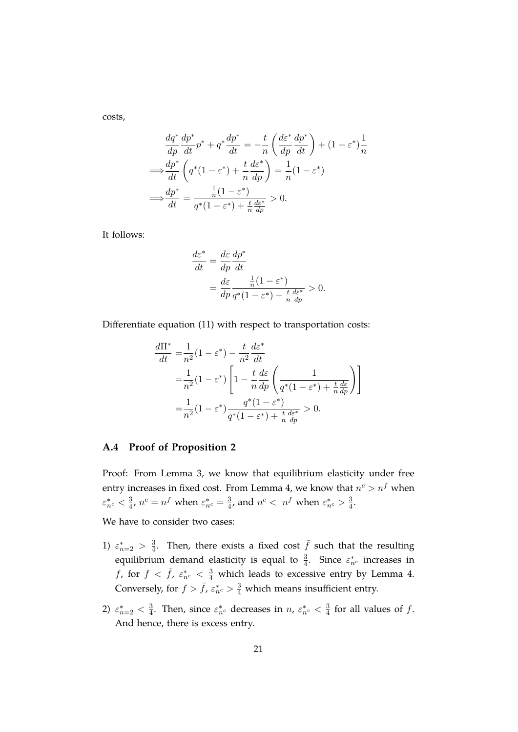costs,

$$\begin{aligned}
&\frac{dq^*}{dp}\frac{dp^*}{dt}p^* + q^*\frac{dp^*}{dt} = -\frac{t}{n}\left(\frac{d\varepsilon^*}{dp}\frac{dp^*}{dt}\right) + (1-\varepsilon^*)\frac{1}{n} \\
\Longrightarrow &\frac{dp^*}{dt}\left(q^*(1-\varepsilon^*) + \frac{t}{n}\frac{d\varepsilon^*}{dp}\right) = \frac{1}{n}(1-\varepsilon^*) \\
\Longrightarrow &\frac{dp^*}{dt} = \frac{\frac{1}{n}(1-\varepsilon^*)}{q^*(1-\varepsilon^*) + \frac{t}{n}\frac{d\varepsilon^*}{dp}} > 0.
\end{aligned}$$

It follows:

$$\begin{aligned}
\frac{d\varepsilon^*}{dt} &= \frac{d\varepsilon}{dp}\frac{dp^*}{dt} \\
&= \frac{d\varepsilon}{dp}\frac{\frac{1}{n}(1-\varepsilon^*)}{q^*(1-\varepsilon^*) + \frac{t}{n}\frac{d\varepsilon^*}{dp}} > 0.
\end{aligned}$$

Differentiate equation (11) with respect to transportation costs:

$$\begin{aligned}
\frac{d\Pi^*}{dt} =& \frac{1}{n^2}(1-\varepsilon^*) - \frac{t}{n^2}\frac{d\varepsilon^*}{dt} \\
=& \frac{1}{n^2}(1-\varepsilon^*)\left[1 - \frac{t}{n}\frac{d\varepsilon}{dp}\left(\frac{1}{q^*(1-\varepsilon^*) + \frac{t}{n}\frac{d\varepsilon}{dp}}\right)\right] \\
=& \frac{1}{n^2}(1-\varepsilon^*)\frac{q^*(1-\varepsilon^*)}{q^*(1-\varepsilon^*) + \frac{t}{n}\frac{d\varepsilon^*}{dp}} > 0.
\end{aligned}$$

### A.4 Proof of Proposition 2

Proof: From Lemma 3, we know that equilibrium elasticity under free entry increases in fixed cost. From Lemma 4, we know that $n^c > n^f$ when $\varepsilon^*_{n^c} < \frac{3}{4}$, $n^c = n^f$ when $\varepsilon^*_{n^c} = \frac{3}{4}$, and $n^c < n^f$ when $\varepsilon^*_{n^c} > \frac{3}{4}$.

We have to consider two cases:

1) $\varepsilon^*_{n=2} > \frac{3}{4}$. Then, there exists a fixed cost $\bar{f}$ such that the resulting equilibrium demand elasticity is equal to $\frac{3}{4}$. Since $\varepsilon^*_{n^c}$ increases in $f$, for $f < \bar{f}$, $\varepsilon^*_{n^c} < \frac{3}{4}$ which leads to excessive entry by Lemma 4. Conversely, for $f > \bar{f}$, $\varepsilon^*_{n^c} > \frac{3}{4}$ which means insufficient entry.

2) $\varepsilon^*_{n=2} < \frac{3}{4}$. Then, since $\varepsilon^*_{n^c}$ decreases in $n$, $\varepsilon^*_{n^c} < \frac{3}{4}$ for all values of $f$. And hence, there is excess entry.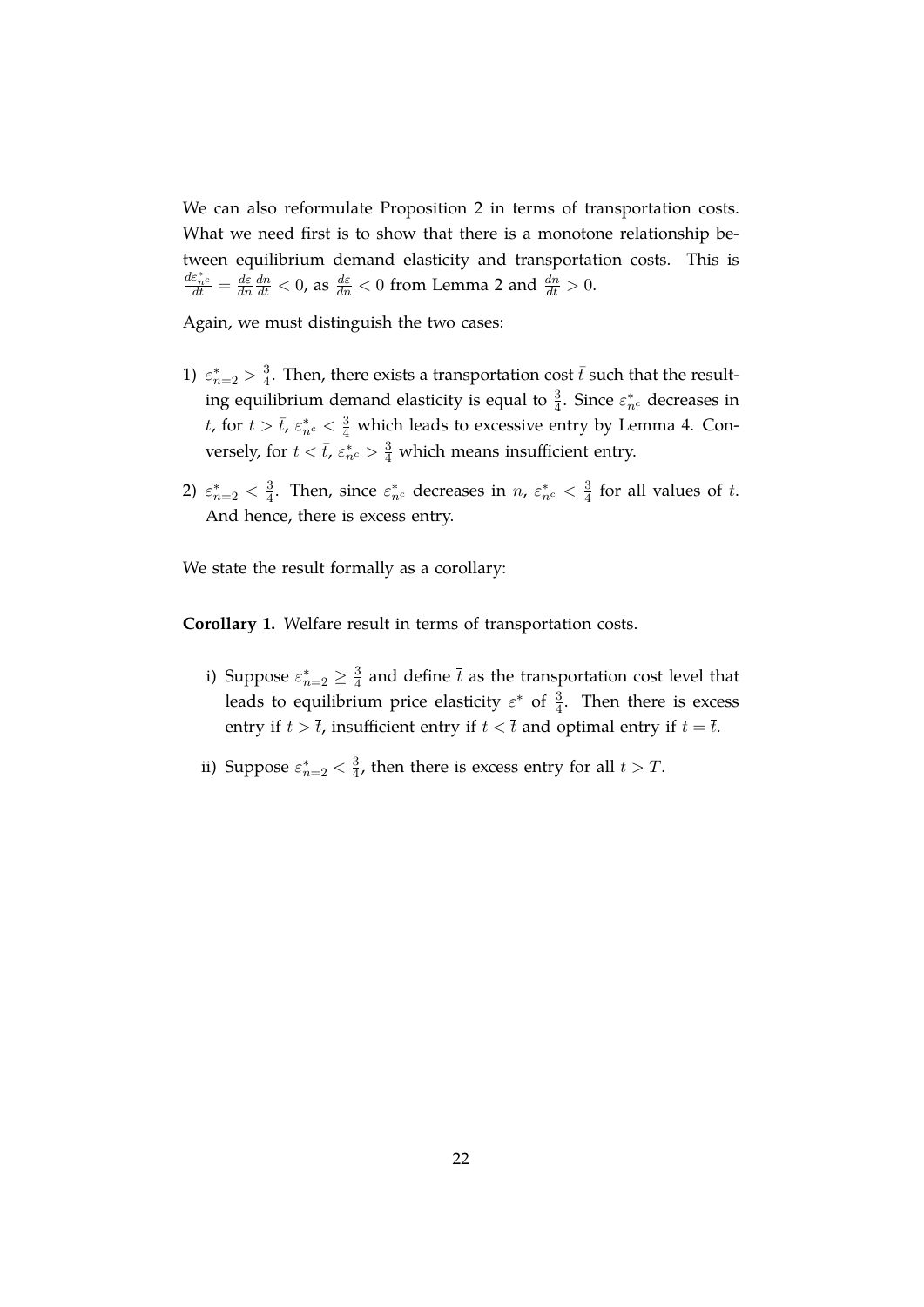We can also reformulate Proposition 2 in terms of transportation costs. What we need first is to show that there is a monotone relationship between equilibrium demand elasticity and transportation costs. This is $\frac{d\varepsilon^*_{n^c}}{dt} = \frac{d\varepsilon}{dn}\frac{dn}{dt} < 0$, as $\frac{d\varepsilon}{dn} < 0$ from Lemma 2 and $\frac{dn}{dt} > 0$.

Again, we must distinguish the two cases:

1) $\varepsilon^*_{n=2} > \frac{3}{4}$. Then, there exists a transportation cost $\bar{t}$ such that the resulting equilibrium demand elasticity is equal to $\frac{3}{4}$. Since $\varepsilon^*_{n^c}$ decreases in $t$, for $t > \bar{t}$, $\varepsilon^*_{n^c} < \frac{3}{4}$ which leads to excessive entry by Lemma 4. Conversely, for $t < \bar{t}$, $\varepsilon^*_{n^c} > \frac{3}{4}$ which means insufficient entry.

2) $\varepsilon^*_{n=2} < \frac{3}{4}$. Then, since $\varepsilon^*_{n^c}$ decreases in $n$, $\varepsilon^*_{n^c} < \frac{3}{4}$ for all values of $t$. And hence, there is excess entry.

We state the result formally as a corollary:

**Corollary 1.** Welfare result in terms of transportation costs.

i) Suppose $\varepsilon^*_{n=2} \geq \frac{3}{4}$ and define $\bar{t}$ as the transportation cost level that leads to equilibrium price elasticity $\varepsilon^*$ of $\frac{3}{4}$. Then there is excess entry if $t > \bar{t}$, insufficient entry if $t < \bar{t}$ and optimal entry if $t = \bar{t}$.

ii) Suppose $\varepsilon^*_{n=2} < \frac{3}{4}$, then there is excess entry for all $t > T$.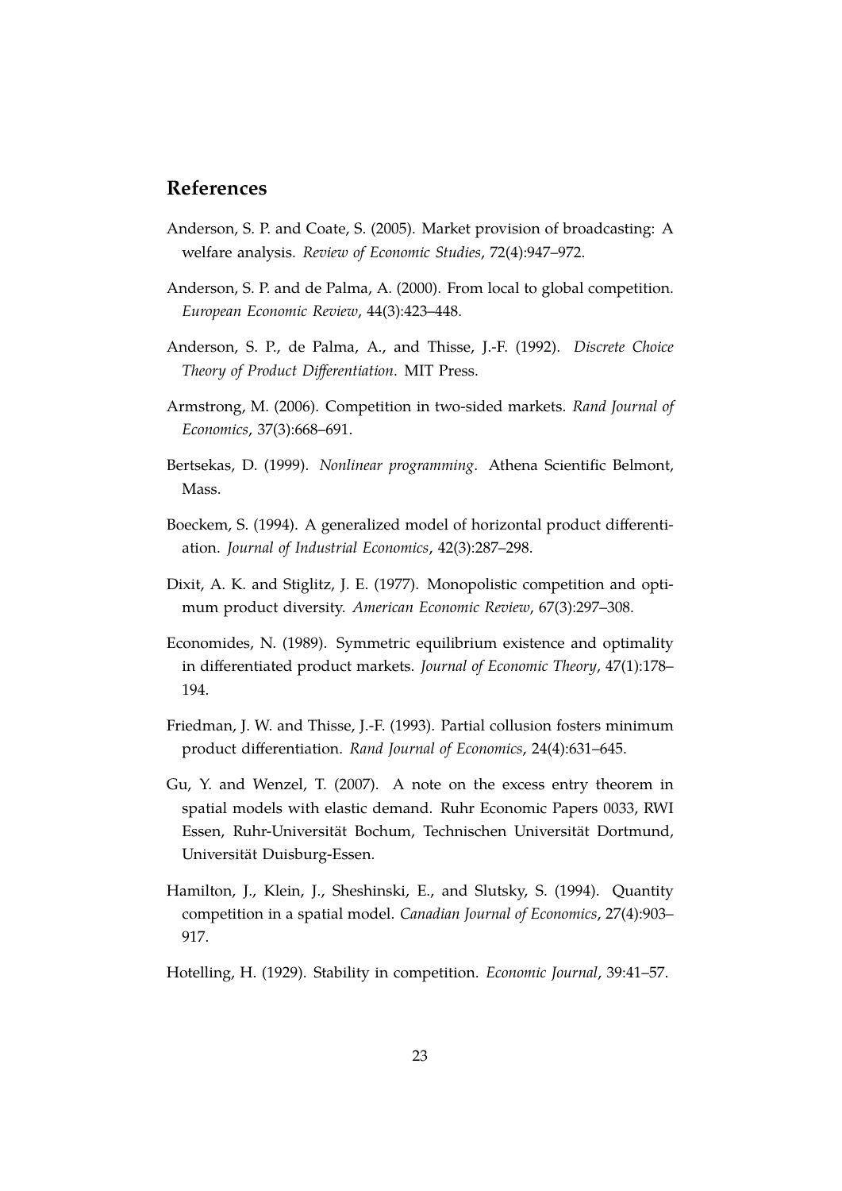## References

Anderson, S. P. and Coate, S. (2005). Market provision of broadcasting: A welfare analysis. *Review of Economic Studies*, 72(4):947–972.

Anderson, S. P. and de Palma, A. (2000). From local to global competition. *European Economic Review*, 44(3):423–448.

Anderson, S. P., de Palma, A., and Thisse, J.-F. (1992). *Discrete Choice Theory of Product Differentiation*. MIT Press.

Armstrong, M. (2006). Competition in two-sided markets. *Rand Journal of Economics*, 37(3):668–691.

Bertsekas, D. (1999). *Nonlinear programming*. Athena Scientific Belmont, Mass.

Boeckem, S. (1994). A generalized model of horizontal product differentiation. *Journal of Industrial Economics*, 42(3):287–298.

Dixit, A. K. and Stiglitz, J. E. (1977). Monopolistic competition and optimum product diversity. *American Economic Review*, 67(3):297–308.

Economides, N. (1989). Symmetric equilibrium existence and optimality in differentiated product markets. *Journal of Economic Theory*, 47(1):178–194.

Friedman, J. W. and Thisse, J.-F. (1993). Partial collusion fosters minimum product differentiation. *Rand Journal of Economics*, 24(4):631–645.

Gu, Y. and Wenzel, T. (2007). A note on the excess entry theorem in spatial models with elastic demand. Ruhr Economic Papers 0033, RWI Essen, Ruhr-Universität Bochum, Technischen Universität Dortmund, Universität Duisburg-Essen.

Hamilton, J., Klein, J., Sheshinski, E., and Slutsky, S. (1994). Quantity competition in a spatial model. *Canadian Journal of Economics*, 27(4):903–917.

Hotelling, H. (1929). Stability in competition. *Economic Journal*, 39:41–57.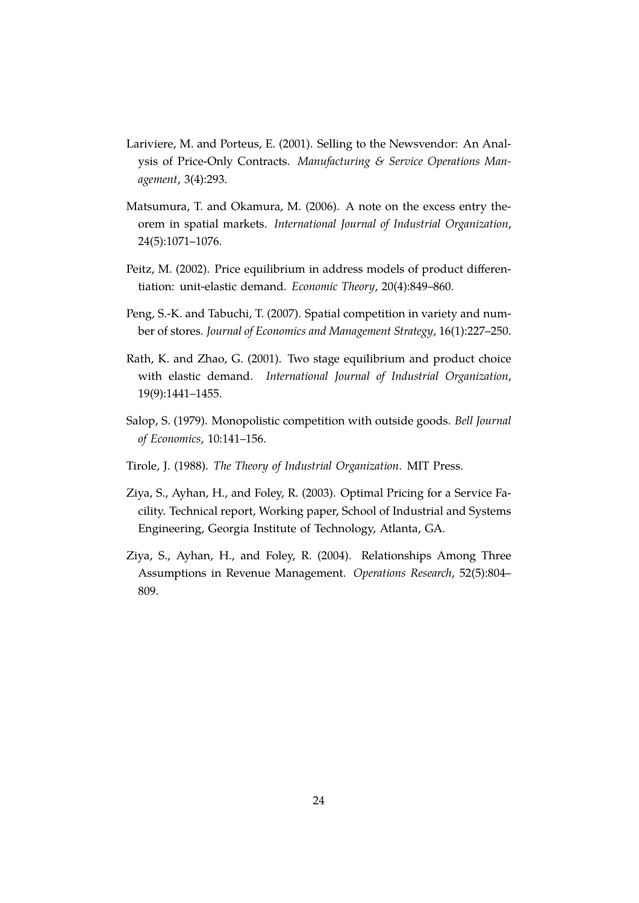Lariviere, M. and Porteus, E. (2001). Selling to the Newsvendor: An Analysis of Price-Only Contracts. *Manufacturing & Service Operations Management*, 3(4):293.

Matsumura, T. and Okamura, M. (2006). A note on the excess entry theorem in spatial markets. *International Journal of Industrial Organization*, 24(5):1071–1076.

Peitz, M. (2002). Price equilibrium in address models of product differentiation: unit-elastic demand. *Economic Theory*, 20(4):849–860.

Peng, S.-K. and Tabuchi, T. (2007). Spatial competition in variety and number of stores. *Journal of Economics and Management Strategy*, 16(1):227–250.

Rath, K. and Zhao, G. (2001). Two stage equilibrium and product choice with elastic demand. *International Journal of Industrial Organization*, 19(9):1441–1455.

Salop, S. (1979). Monopolistic competition with outside goods. *Bell Journal of Economics*, 10:141–156.

Tirole, J. (1988). *The Theory of Industrial Organization*. MIT Press.

Ziya, S., Ayhan, H., and Foley, R. (2003). Optimal Pricing for a Service Facility. Technical report, Working paper, School of Industrial and Systems Engineering, Georgia Institute of Technology, Atlanta, GA.

Ziya, S., Ayhan, H., and Foley, R. (2004). Relationships Among Three Assumptions in Revenue Management. *Operations Research*, 52(5):804–809.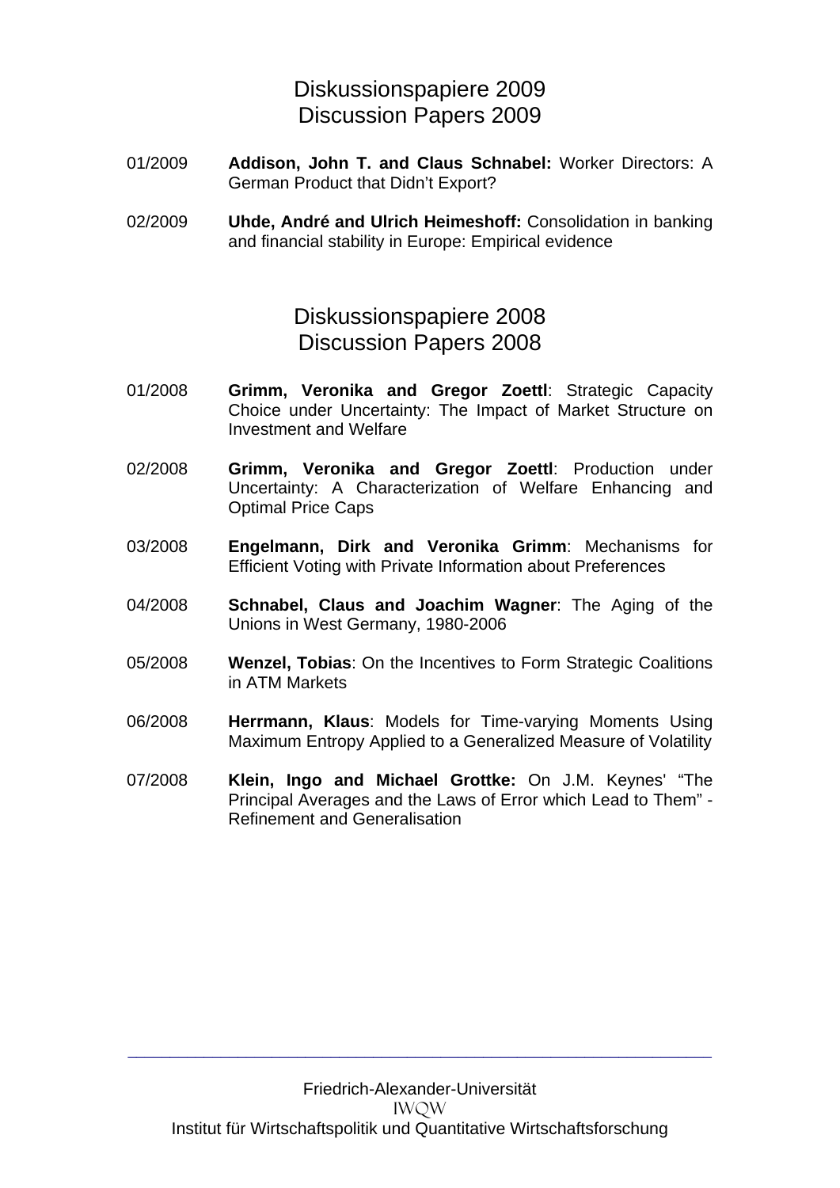# Diskussionspapiere 2009
# Discussion Papers 2009

01/2009 **Addison, John T. and Claus Schnabel:** Worker Directors: A German Product that Didn't Export?

02/2009 **Uhde, André and Ulrich Heimeshoff:** Consolidation in banking and financial stability in Europe: Empirical evidence

# Diskussionspapiere 2008
# Discussion Papers 2008

01/2008 **Grimm, Veronika and Gregor Zoettl**: Strategic Capacity Choice under Uncertainty: The Impact of Market Structure on Investment and Welfare

02/2008 **Grimm, Veronika and Gregor Zoettl**: Production under Uncertainty: A Characterization of Welfare Enhancing and Optimal Price Caps

03/2008 **Engelmann, Dirk and Veronika Grimm**: Mechanisms for Efficient Voting with Private Information about Preferences

04/2008 **Schnabel, Claus and Joachim Wagner**: The Aging of the Unions in West Germany, 1980-2006

05/2008 **Wenzel, Tobias**: On the Incentives to Form Strategic Coalitions in ATM Markets

06/2008 **Herrmann, Klaus**: Models for Time-varying Moments Using Maximum Entropy Applied to a Generalized Measure of Volatility

07/2008 **Klein, Ingo and Michael Grottke:** On J.M. Keynes' "The Principal Averages and the Laws of Error which Lead to Them" - Refinement and Generalisation

---

Friedrich-Alexander-Universität
IWQW
Institut für Wirtschaftspolitik und Quantitative Wirtschaftsforschung